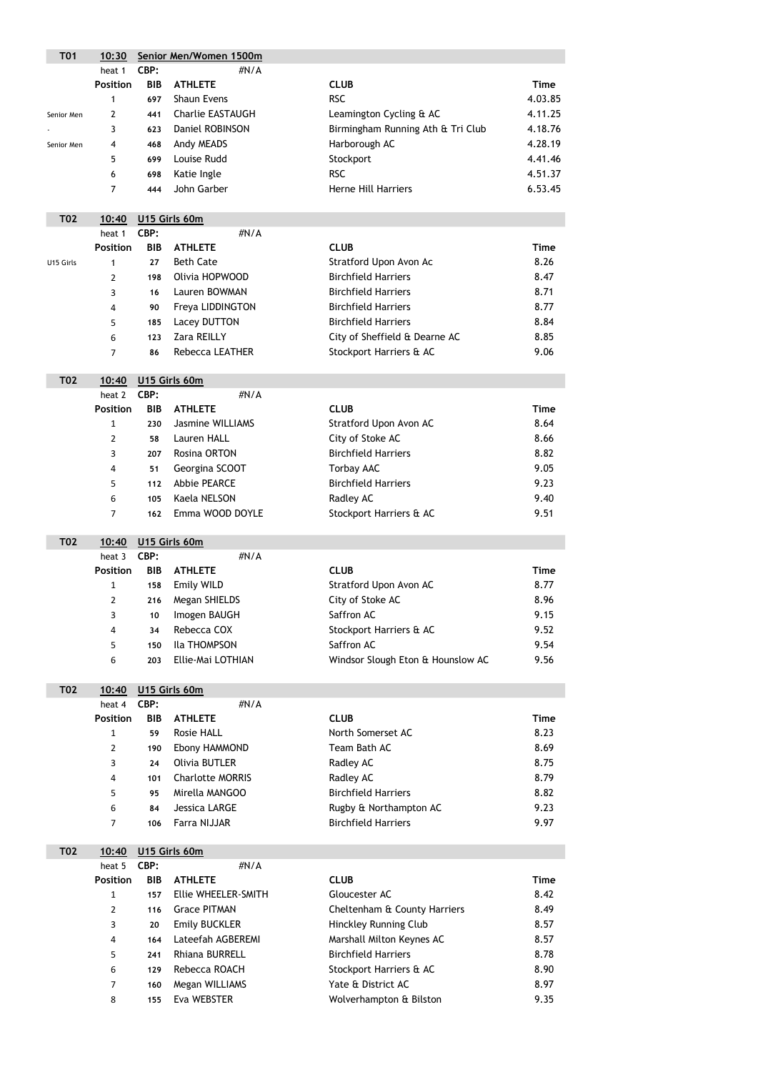## T01 10:30 Senior Men/Women 1500m

heat 1 CBP: #N/A

| | Position | BIB | ATHLETE | CLUB | Time |
|---|---|---|---|---|---|
| | 1 | 697 | Shaun Evens | RSC | 4.03.85 |
| Senior Men | 2 | 441 | Charlie EASTAUGH | Leamington Cycling & AC | 4.11.25 |
| - | 3 | 623 | Daniel ROBINSON | Birmingham Running Ath & Tri Club | 4.18.76 |
| Senior Men | 4 | 468 | Andy MEADS | Harborough AC | 4.28.19 |
| | 5 | 699 | Louise Rudd | Stockport | 4.41.46 |
| | 6 | 698 | Katie Ingle | RSC | 4.51.37 |
| | 7 | 444 | John Garber | Herne Hill Harriers | 6.53.45 |

## T02 10:40 U15 Girls 60m

heat 1 CBP: #N/A

| | Position | BIB | ATHLETE | CLUB | Time |
|---|---|---|---|---|---|
| U15 Girls | 1 | 27 | Beth Cate | Stratford Upon Avon Ac | 8.26 |
| | 2 | 198 | Olivia HOPWOOD | Birchfield Harriers | 8.47 |
| | 3 | 16 | Lauren BOWMAN | Birchfield Harriers | 8.71 |
| | 4 | 90 | Freya LIDDINGTON | Birchfield Harriers | 8.77 |
| | 5 | 185 | Lacey DUTTON | Birchfield Harriers | 8.84 |
| | 6 | 123 | Zara REILLY | City of Sheffield & Dearne AC | 8.85 |
| | 7 | 86 | Rebecca LEATHER | Stockport Harriers & AC | 9.06 |

## T02 10:40 U15 Girls 60m

heat 2 CBP: #N/A

| Position | BIB | ATHLETE | CLUB | Time |
|---|---|---|---|---|
| 1 | 230 | Jasmine WILLIAMS | Stratford Upon Avon AC | 8.64 |
| 2 | 58 | Lauren HALL | City of Stoke AC | 8.66 |
| 3 | 207 | Rosina ORTON | Birchfield Harriers | 8.82 |
| 4 | 51 | Georgina SCOOT | Torbay AAC | 9.05 |
| 5 | 112 | Abbie PEARCE | Birchfield Harriers | 9.23 |
| 6 | 105 | Kaela NELSON | Radley AC | 9.40 |
| 7 | 162 | Emma WOOD DOYLE | Stockport Harriers & AC | 9.51 |

## T02 10:40 U15 Girls 60m

heat 3 CBP: #N/A

| Position | BIB | ATHLETE | CLUB | Time |
|---|---|---|---|---|
| 1 | 158 | Emily WILD | Stratford Upon Avon AC | 8.77 |
| 2 | 216 | Megan SHIELDS | City of Stoke AC | 8.96 |
| 3 | 10 | Imogen BAUGH | Saffron AC | 9.15 |
| 4 | 34 | Rebecca COX | Stockport Harriers & AC | 9.52 |
| 5 | 150 | Ila THOMPSON | Saffron AC | 9.54 |
| 6 | 203 | Ellie-Mai LOTHIAN | Windsor Slough Eton & Hounslow AC | 9.56 |

## T02 10:40 U15 Girls 60m

heat 4 CBP: #N/A

| Position | BIB | ATHLETE | CLUB | Time |
|---|---|---|---|---|
| 1 | 59 | Rosie HALL | North Somerset AC | 8.23 |
| 2 | 190 | Ebony HAMMOND | Team Bath AC | 8.69 |
| 3 | 24 | Olivia BUTLER | Radley AC | 8.75 |
| 4 | 101 | Charlotte MORRIS | Radley AC | 8.79 |
| 5 | 95 | Mirella MANGOO | Birchfield Harriers | 8.82 |
| 6 | 84 | Jessica LARGE | Rugby & Northampton AC | 9.23 |
| 7 | 106 | Farra NIJJAR | Birchfield Harriers | 9.97 |

## T02 10:40 U15 Girls 60m

heat 5 CBP: #N/A

| Position | BIB | ATHLETE | CLUB | Time |
|---|---|---|---|---|
| 1 | 157 | Ellie WHEELER-SMITH | Gloucester AC | 8.42 |
| 2 | 116 | Grace PITMAN | Cheltenham & County Harriers | 8.49 |
| 3 | 20 | Emily BUCKLER | Hinckley Running Club | 8.57 |
| 4 | 164 | Lateefah AGBEREMI | Marshall Milton Keynes AC | 8.57 |
| 5 | 241 | Rhiana BURRELL | Birchfield Harriers | 8.78 |
| 6 | 129 | Rebecca ROACH | Stockport Harriers & AC | 8.90 |
| 7 | 160 | Megan WILLIAMS | Yate & District AC | 8.97 |
| 8 | 155 | Eva WEBSTER | Wolverhampton & Bilston | 9.35 |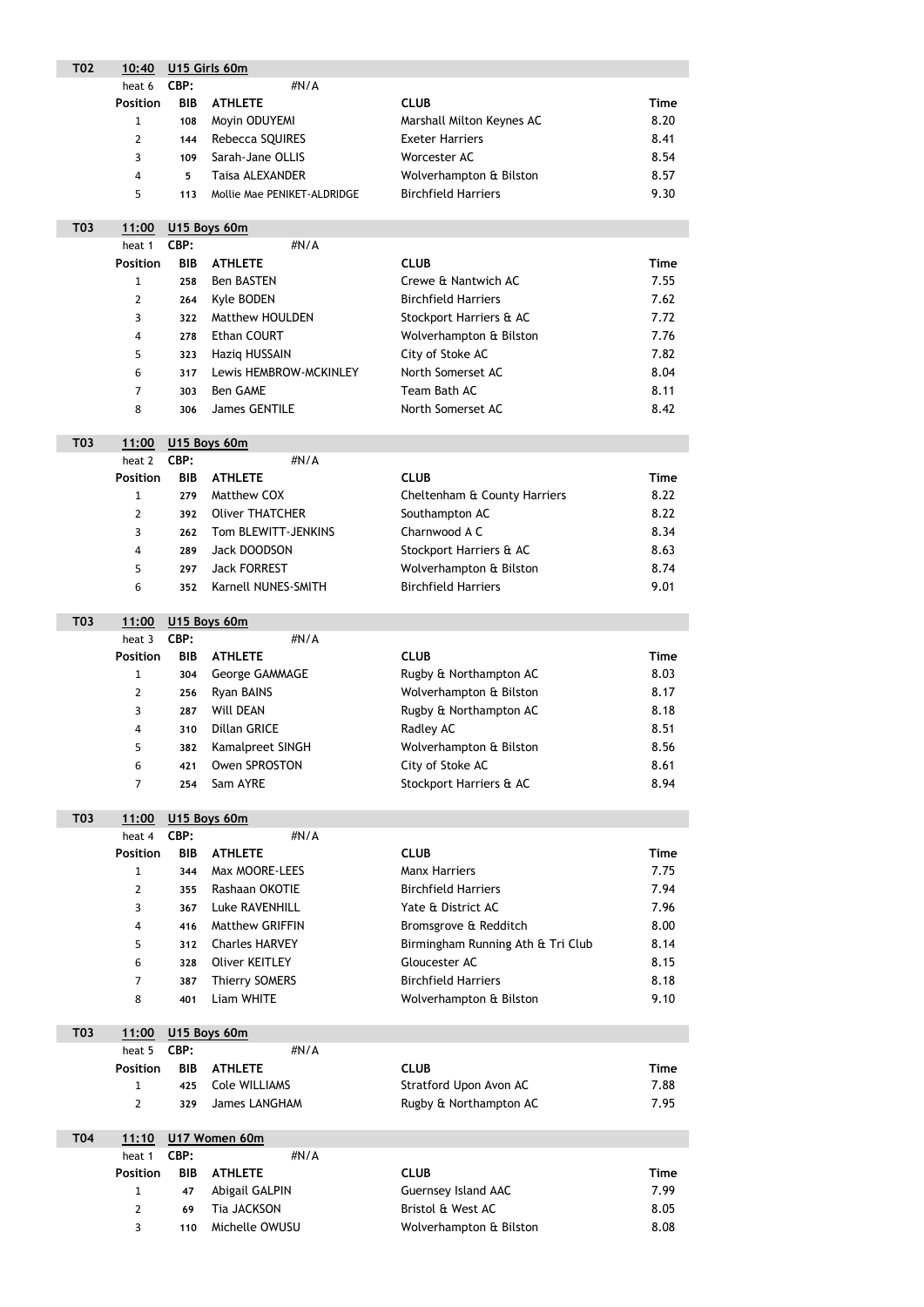**T02** **10:40** **U15 Girls 60m**

heat 6 **CBP:** #N/A

| Position | BIB | ATHLETE | CLUB | Time |
|---|---|---|---|---|
| 1 | 108 | Moyin ODUYEMI | Marshall Milton Keynes AC | 8.20 |
| 2 | 144 | Rebecca SQUIRES | Exeter Harriers | 8.41 |
| 3 | 109 | Sarah-Jane OLLIS | Worcester AC | 8.54 |
| 4 | 5 | Taisa ALEXANDER | Wolverhampton & Bilston | 8.57 |
| 5 | 113 | Mollie Mae PENIKET-ALDRIDGE | Birchfield Harriers | 9.30 |

**T03** **11:00** **U15 Boys 60m**

heat 1 **CBP:** #N/A

| Position | BIB | ATHLETE | CLUB | Time |
|---|---|---|---|---|
| 1 | 258 | Ben BASTEN | Crewe & Nantwich AC | 7.55 |
| 2 | 264 | Kyle BODEN | Birchfield Harriers | 7.62 |
| 3 | 322 | Matthew HOULDEN | Stockport Harriers & AC | 7.72 |
| 4 | 278 | Ethan COURT | Wolverhampton & Bilston | 7.76 |
| 5 | 323 | Haziq HUSSAIN | City of Stoke AC | 7.82 |
| 6 | 317 | Lewis HEMBROW-MCKINLEY | North Somerset AC | 8.04 |
| 7 | 303 | Ben GAME | Team Bath AC | 8.11 |
| 8 | 306 | James GENTILE | North Somerset AC | 8.42 |

**T03** **11:00** **U15 Boys 60m**

heat 2 **CBP:** #N/A

| Position | BIB | ATHLETE | CLUB | Time |
|---|---|---|---|---|
| 1 | 279 | Matthew COX | Cheltenham & County Harriers | 8.22 |
| 2 | 392 | Oliver THATCHER | Southampton AC | 8.22 |
| 3 | 262 | Tom BLEWITT-JENKINS | Charnwood A C | 8.34 |
| 4 | 289 | Jack DOODSON | Stockport Harriers & AC | 8.63 |
| 5 | 297 | Jack FORREST | Wolverhampton & Bilston | 8.74 |
| 6 | 352 | Karnell NUNES-SMITH | Birchfield Harriers | 9.01 |

**T03** **11:00** **U15 Boys 60m**

heat 3 **CBP:** #N/A

| Position | BIB | ATHLETE | CLUB | Time |
|---|---|---|---|---|
| 1 | 304 | George GAMMAGE | Rugby & Northampton AC | 8.03 |
| 2 | 256 | Ryan BAINS | Wolverhampton & Bilston | 8.17 |
| 3 | 287 | Will DEAN | Rugby & Northampton AC | 8.18 |
| 4 | 310 | Dillan GRICE | Radley AC | 8.51 |
| 5 | 382 | Kamalpreet SINGH | Wolverhampton & Bilston | 8.56 |
| 6 | 421 | Owen SPROSTON | City of Stoke AC | 8.61 |
| 7 | 254 | Sam AYRE | Stockport Harriers & AC | 8.94 |

**T03** **11:00** **U15 Boys 60m**

heat 4 **CBP:** #N/A

| Position | BIB | ATHLETE | CLUB | Time |
|---|---|---|---|---|
| 1 | 344 | Max MOORE-LEES | Manx Harriers | 7.75 |
| 2 | 355 | Rashaan OKOTIE | Birchfield Harriers | 7.94 |
| 3 | 367 | Luke RAVENHILL | Yate & District AC | 7.96 |
| 4 | 416 | Matthew GRIFFIN | Bromsgrove & Redditch | 8.00 |
| 5 | 312 | Charles HARVEY | Birmingham Running Ath & Tri Club | 8.14 |
| 6 | 328 | Oliver KEITLEY | Gloucester AC | 8.15 |
| 7 | 387 | Thierry SOMERS | Birchfield Harriers | 8.18 |
| 8 | 401 | Liam WHITE | Wolverhampton & Bilston | 9.10 |

**T03** **11:00** **U15 Boys 60m**

heat 5 **CBP:** #N/A

| Position | BIB | ATHLETE | CLUB | Time |
|---|---|---|---|---|
| 1 | 425 | Cole WILLIAMS | Stratford Upon Avon AC | 7.88 |
| 2 | 329 | James LANGHAM | Rugby & Northampton AC | 7.95 |

**T04** **11:10** **U17 Women 60m**

heat 1 **CBP:** #N/A

| Position | BIB | ATHLETE | CLUB | Time |
|---|---|---|---|---|
| 1 | 47 | Abigail GALPIN | Guernsey Island AAC | 7.99 |
| 2 | 69 | Tia JACKSON | Bristol & West AC | 8.05 |
| 3 | 110 | Michelle OWUSU | Wolverhampton & Bilston | 8.08 |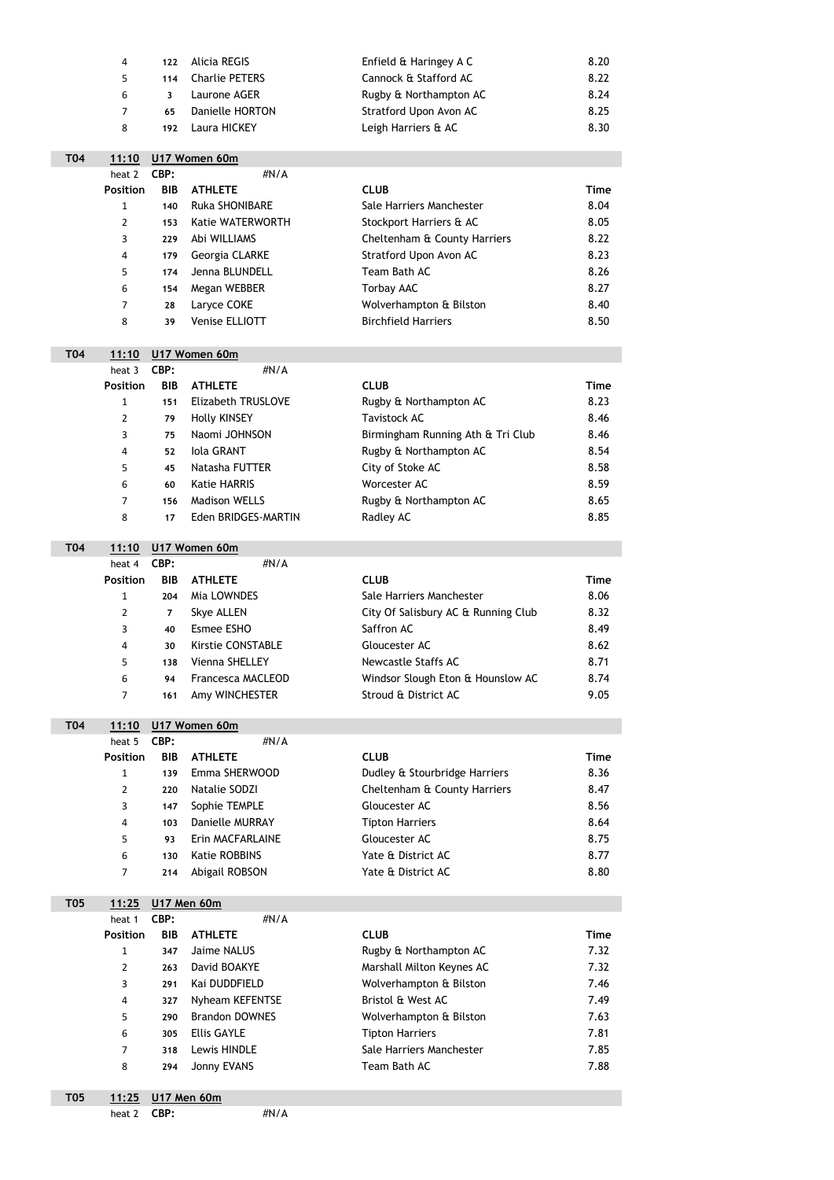| Position | BIB | ATHLETE | CLUB | Time |
|---|---|---|---|---|
| 4 | 122 | Alicia REGIS | Enfield & Haringey A C | 8.20 |
| 5 | 114 | Charlie PETERS | Cannock & Stafford AC | 8.22 |
| 6 | 3 | Laurone AGER | Rugby & Northampton AC | 8.24 |
| 7 | 65 | Danielle HORTON | Stratford Upon Avon AC | 8.25 |
| 8 | 192 | Laura HICKEY | Leigh Harriers & AC | 8.30 |

**T04** **11:10** **U17 Women 60m**

heat 2 **CBP:** #N/A

| Position | BIB | ATHLETE | CLUB | Time |
|---|---|---|---|---|
| 1 | 140 | Ruka SHONIBARE | Sale Harriers Manchester | 8.04 |
| 2 | 153 | Katie WATERWORTH | Stockport Harriers & AC | 8.05 |
| 3 | 229 | Abi WILLIAMS | Cheltenham & County Harriers | 8.22 |
| 4 | 179 | Georgia CLARKE | Stratford Upon Avon AC | 8.23 |
| 5 | 174 | Jenna BLUNDELL | Team Bath AC | 8.26 |
| 6 | 154 | Megan WEBBER | Torbay AAC | 8.27 |
| 7 | 28 | Laryce COKE | Wolverhampton & Bilston | 8.40 |
| 8 | 39 | Venise ELLIOTT | Birchfield Harriers | 8.50 |

**T04** **11:10** **U17 Women 60m**

heat 3 **CBP:** #N/A

| Position | BIB | ATHLETE | CLUB | Time |
|---|---|---|---|---|
| 1 | 151 | Elizabeth TRUSLOVE | Rugby & Northampton AC | 8.23 |
| 2 | 79 | Holly KINSEY | Tavistock AC | 8.46 |
| 3 | 75 | Naomi JOHNSON | Birmingham Running Ath & Tri Club | 8.46 |
| 4 | 52 | Iola GRANT | Rugby & Northampton AC | 8.54 |
| 5 | 45 | Natasha FUTTER | City of Stoke AC | 8.58 |
| 6 | 60 | Katie HARRIS | Worcester AC | 8.59 |
| 7 | 156 | Madison WELLS | Rugby & Northampton AC | 8.65 |
| 8 | 17 | Eden BRIDGES-MARTIN | Radley AC | 8.85 |

**T04** **11:10** **U17 Women 60m**

heat 4 **CBP:** #N/A

| Position | BIB | ATHLETE | CLUB | Time |
|---|---|---|---|---|
| 1 | 204 | Mia LOWNDES | Sale Harriers Manchester | 8.06 |
| 2 | 7 | Skye ALLEN | City Of Salisbury AC & Running Club | 8.32 |
| 3 | 40 | Esmee ESHO | Saffron AC | 8.49 |
| 4 | 30 | Kirstie CONSTABLE | Gloucester AC | 8.62 |
| 5 | 138 | Vienna SHELLEY | Newcastle Staffs AC | 8.71 |
| 6 | 94 | Francesca MACLEOD | Windsor Slough Eton & Hounslow AC | 8.74 |
| 7 | 161 | Amy WINCHESTER | Stroud & District AC | 9.05 |

**T04** **11:10** **U17 Women 60m**

heat 5 **CBP:** #N/A

| Position | BIB | ATHLETE | CLUB | Time |
|---|---|---|---|---|
| 1 | 139 | Emma SHERWOOD | Dudley & Stourbridge Harriers | 8.36 |
| 2 | 220 | Natalie SODZI | Cheltenham & County Harriers | 8.47 |
| 3 | 147 | Sophie TEMPLE | Gloucester AC | 8.56 |
| 4 | 103 | Danielle MURRAY | Tipton Harriers | 8.64 |
| 5 | 93 | Erin MACFARLAINE | Gloucester AC | 8.75 |
| 6 | 130 | Katie ROBBINS | Yate & District AC | 8.77 |
| 7 | 214 | Abigail ROBSON | Yate & District AC | 8.80 |

**T05** **11:25** **U17 Men 60m**

heat 1 **CBP:** #N/A

| Position | BIB | ATHLETE | CLUB | Time |
|---|---|---|---|---|
| 1 | 347 | Jaime NALUS | Rugby & Northampton AC | 7.32 |
| 2 | 263 | David BOAKYE | Marshall Milton Keynes AC | 7.32 |
| 3 | 291 | Kai DUDDFIELD | Wolverhampton & Bilston | 7.46 |
| 4 | 327 | Nyheam KEFENTSE | Bristol & West AC | 7.49 |
| 5 | 290 | Brandon DOWNES | Wolverhampton & Bilston | 7.63 |
| 6 | 305 | Ellis GAYLE | Tipton Harriers | 7.81 |
| 7 | 318 | Lewis HINDLE | Sale Harriers Manchester | 7.85 |
| 8 | 294 | Jonny EVANS | Team Bath AC | 7.88 |

**T05** **11:25** **U17 Men 60m**

heat 2 **CBP:** #N/A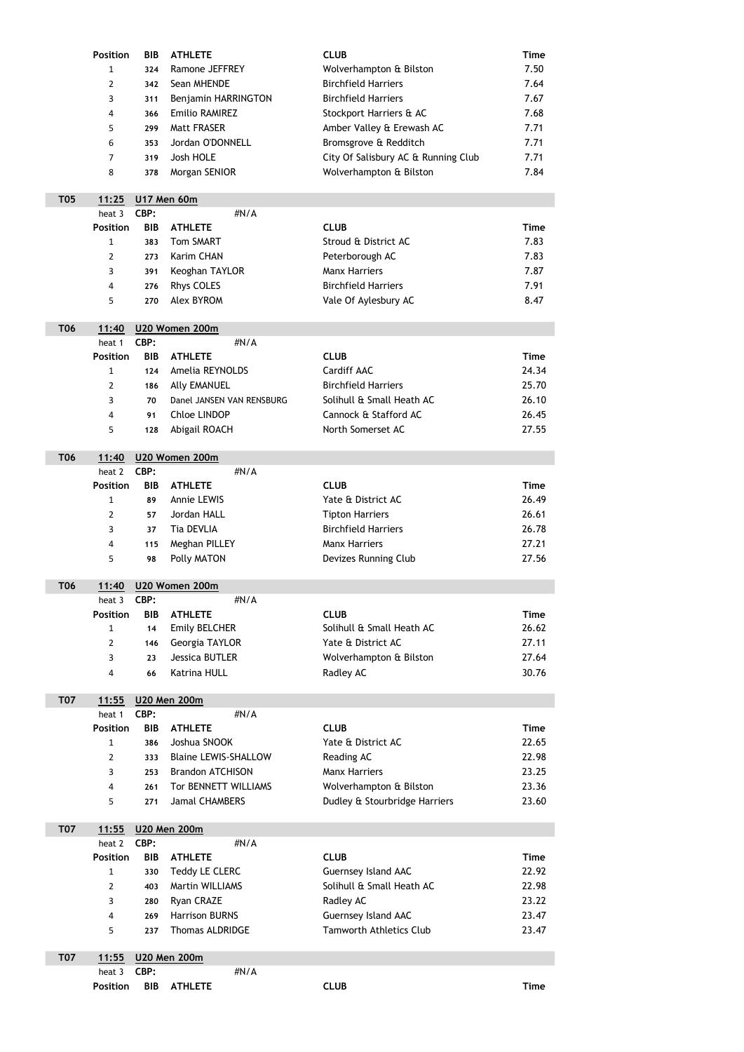| Position | BIB | ATHLETE | CLUB | Time |
|---|---|---|---|---|
| 1 | 324 | Ramone JEFFREY | Wolverhampton & Bilston | 7.50 |
| 2 | 342 | Sean MHENDE | Birchfield Harriers | 7.64 |
| 3 | 311 | Benjamin HARRINGTON | Birchfield Harriers | 7.67 |
| 4 | 366 | Emilio RAMIREZ | Stockport Harriers & AC | 7.68 |
| 5 | 299 | Matt FRASER | Amber Valley & Erewash AC | 7.71 |
| 6 | 353 | Jordan O'DONNELL | Bromsgrove & Redditch | 7.71 |
| 7 | 319 | Josh HOLE | City Of Salisbury AC & Running Club | 7.71 |
| 8 | 378 | Morgan SENIOR | Wolverhampton & Bilston | 7.84 |

**T05** 11:25 **U17 Men 60m**

heat 3 CBP: #N/A

| Position | BIB | ATHLETE | CLUB | Time |
|---|---|---|---|---|
| 1 | 383 | Tom SMART | Stroud & District AC | 7.83 |
| 2 | 273 | Karim CHAN | Peterborough AC | 7.83 |
| 3 | 391 | Keoghan TAYLOR | Manx Harriers | 7.87 |
| 4 | 276 | Rhys COLES | Birchfield Harriers | 7.91 |
| 5 | 270 | Alex BYROM | Vale Of Aylesbury AC | 8.47 |

**T06** 11:40 **U20 Women 200m**

heat 1 CBP: #N/A

| Position | BIB | ATHLETE | CLUB | Time |
|---|---|---|---|---|
| 1 | 124 | Amelia REYNOLDS | Cardiff AAC | 24.34 |
| 2 | 186 | Ally EMANUEL | Birchfield Harriers | 25.70 |
| 3 | 70 | Danel JANSEN VAN RENSBURG | Solihull & Small Heath AC | 26.10 |
| 4 | 91 | Chloe LINDOP | Cannock & Stafford AC | 26.45 |
| 5 | 128 | Abigail ROACH | North Somerset AC | 27.55 |

**T06** 11:40 **U20 Women 200m**

heat 2 CBP: #N/A

| Position | BIB | ATHLETE | CLUB | Time |
|---|---|---|---|---|
| 1 | 89 | Annie LEWIS | Yate & District AC | 26.49 |
| 2 | 57 | Jordan HALL | Tipton Harriers | 26.61 |
| 3 | 37 | Tia DEVLIA | Birchfield Harriers | 26.78 |
| 4 | 115 | Meghan PILLEY | Manx Harriers | 27.21 |
| 5 | 98 | Polly MATON | Devizes Running Club | 27.56 |

**T06** 11:40 **U20 Women 200m**

heat 3 CBP: #N/A

| Position | BIB | ATHLETE | CLUB | Time |
|---|---|---|---|---|
| 1 | 14 | Emily BELCHER | Solihull & Small Heath AC | 26.62 |
| 2 | 146 | Georgia TAYLOR | Yate & District AC | 27.11 |
| 3 | 23 | Jessica BUTLER | Wolverhampton & Bilston | 27.64 |
| 4 | 66 | Katrina HULL | Radley AC | 30.76 |

**T07** 11:55 **U20 Men 200m**

heat 1 CBP: #N/A

| Position | BIB | ATHLETE | CLUB | Time |
|---|---|---|---|---|
| 1 | 386 | Joshua SNOOK | Yate & District AC | 22.65 |
| 2 | 333 | Blaine LEWIS-SHALLOW | Reading AC | 22.98 |
| 3 | 253 | Brandon ATCHISON | Manx Harriers | 23.25 |
| 4 | 261 | Tor BENNETT WILLIAMS | Wolverhampton & Bilston | 23.36 |
| 5 | 271 | Jamal CHAMBERS | Dudley & Stourbridge Harriers | 23.60 |

**T07** 11:55 **U20 Men 200m**

heat 2 CBP: #N/A

| Position | BIB | ATHLETE | CLUB | Time |
|---|---|---|---|---|
| 1 | 330 | Teddy LE CLERC | Guernsey Island AAC | 22.92 |
| 2 | 403 | Martin WILLIAMS | Solihull & Small Heath AC | 22.98 |
| 3 | 280 | Ryan CRAZE | Radley AC | 23.22 |
| 4 | 269 | Harrison BURNS | Guernsey Island AAC | 23.47 |
| 5 | 237 | Thomas ALDRIDGE | Tamworth Athletics Club | 23.47 |

**T07** 11:55 **U20 Men 200m**

heat 3 CBP: #N/A

| Position | BIB | ATHLETE | CLUB | Time |
|---|---|---|---|---|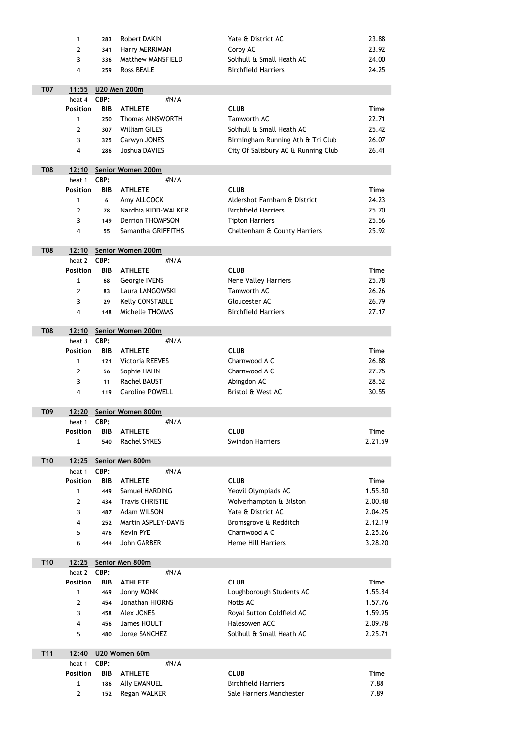| Position | BIB | ATHLETE | CLUB | Time |
|---|---|---|---|---|
| 1 | 283 | Robert DAKIN | Yate & District AC | 23.88 |
| 2 | 341 | Harry MERRIMAN | Corby AC | 23.92 |
| 3 | 336 | Matthew MANSFIELD | Solihull & Small Heath AC | 24.00 |
| 4 | 259 | Ross BEALE | Birchfield Harriers | 24.25 |

**T07** **11:55** **U20 Men 200m**

heat 4 CBP: #N/A

| Position | BIB | ATHLETE | CLUB | Time |
|---|---|---|---|---|
| 1 | 250 | Thomas AINSWORTH | Tamworth AC | 22.71 |
| 2 | 307 | William GILES | Solihull & Small Heath AC | 25.42 |
| 3 | 325 | Carwyn JONES | Birmingham Running Ath & Tri Club | 26.07 |
| 4 | 286 | Joshua DAVIES | City Of Salisbury AC & Running Club | 26.41 |

**T08** **12:10** **Senior Women 200m**

heat 1 CBP: #N/A

| Position | BIB | ATHLETE | CLUB | Time |
|---|---|---|---|---|
| 1 | 6 | Amy ALLCOCK | Aldershot Farnham & District | 24.23 |
| 2 | 78 | Nardhia KIDD-WALKER | Birchfield Harriers | 25.70 |
| 3 | 149 | Derrion THOMPSON | Tipton Harriers | 25.56 |
| 4 | 55 | Samantha GRIFFITHS | Cheltenham & County Harriers | 25.92 |

**T08** **12:10** **Senior Women 200m**

heat 2 CBP: #N/A

| Position | BIB | ATHLETE | CLUB | Time |
|---|---|---|---|---|
| 1 | 68 | Georgie IVENS | Nene Valley Harriers | 25.78 |
| 2 | 83 | Laura LANGOWSKI | Tamworth AC | 26.26 |
| 3 | 29 | Kelly CONSTABLE | Gloucester AC | 26.79 |
| 4 | 148 | Michelle THOMAS | Birchfield Harriers | 27.17 |

**T08** **12:10** **Senior Women 200m**

heat 3 CBP: #N/A

| Position | BIB | ATHLETE | CLUB | Time |
|---|---|---|---|---|
| 1 | 121 | Victoria REEVES | Charnwood A C | 26.88 |
| 2 | 56 | Sophie HAHN | Charnwood A C | 27.75 |
| 3 | 11 | Rachel BAUST | Abingdon AC | 28.52 |
| 4 | 119 | Caroline POWELL | Bristol & West AC | 30.55 |

**T09** **12:20** **Senior Women 800m**

heat 1 CBP: #N/A

| Position | BIB | ATHLETE | CLUB | Time |
|---|---|---|---|---|
| 1 | 540 | Rachel SYKES | Swindon Harriers | 2.21.59 |

**T10** **12:25** **Senior Men 800m**

heat 1 CBP: #N/A

| Position | BIB | ATHLETE | CLUB | Time |
|---|---|---|---|---|
| 1 | 449 | Samuel HARDING | Yeovil Olympiads AC | 1.55.80 |
| 2 | 434 | Travis CHRISTIE | Wolverhampton & Bilston | 2.00.48 |
| 3 | 487 | Adam WILSON | Yate & District AC | 2.04.25 |
| 4 | 252 | Martin ASPLEY-DAVIS | Bromsgrove & Redditch | 2.12.19 |
| 5 | 476 | Kevin PYE | Charnwood A C | 2.25.26 |
| 6 | 444 | John GARBER | Herne Hill Harriers | 3.28.20 |

**T10** **12:25** **Senior Men 800m**

heat 2 CBP: #N/A

| Position | BIB | ATHLETE | CLUB | Time |
|---|---|---|---|---|
| 1 | 469 | Jonny MONK | Loughborough Students AC | 1.55.84 |
| 2 | 454 | Jonathan HIORNS | Notts AC | 1.57.76 |
| 3 | 458 | Alex JONES | Royal Sutton Coldfield AC | 1.59.95 |
| 4 | 456 | James HOULT | Halesowen ACC | 2.09.78 |
| 5 | 480 | Jorge SANCHEZ | Solihull & Small Heath AC | 2.25.71 |

**T11** **12:40** **U20 Women 60m**

heat 1 CBP: #N/A

| Position | BIB | ATHLETE | CLUB | Time |
|---|---|---|---|---|
| 1 | 186 | Ally EMANUEL | Birchfield Harriers | 7.88 |
| 2 | 152 | Regan WALKER | Sale Harriers Manchester | 7.89 |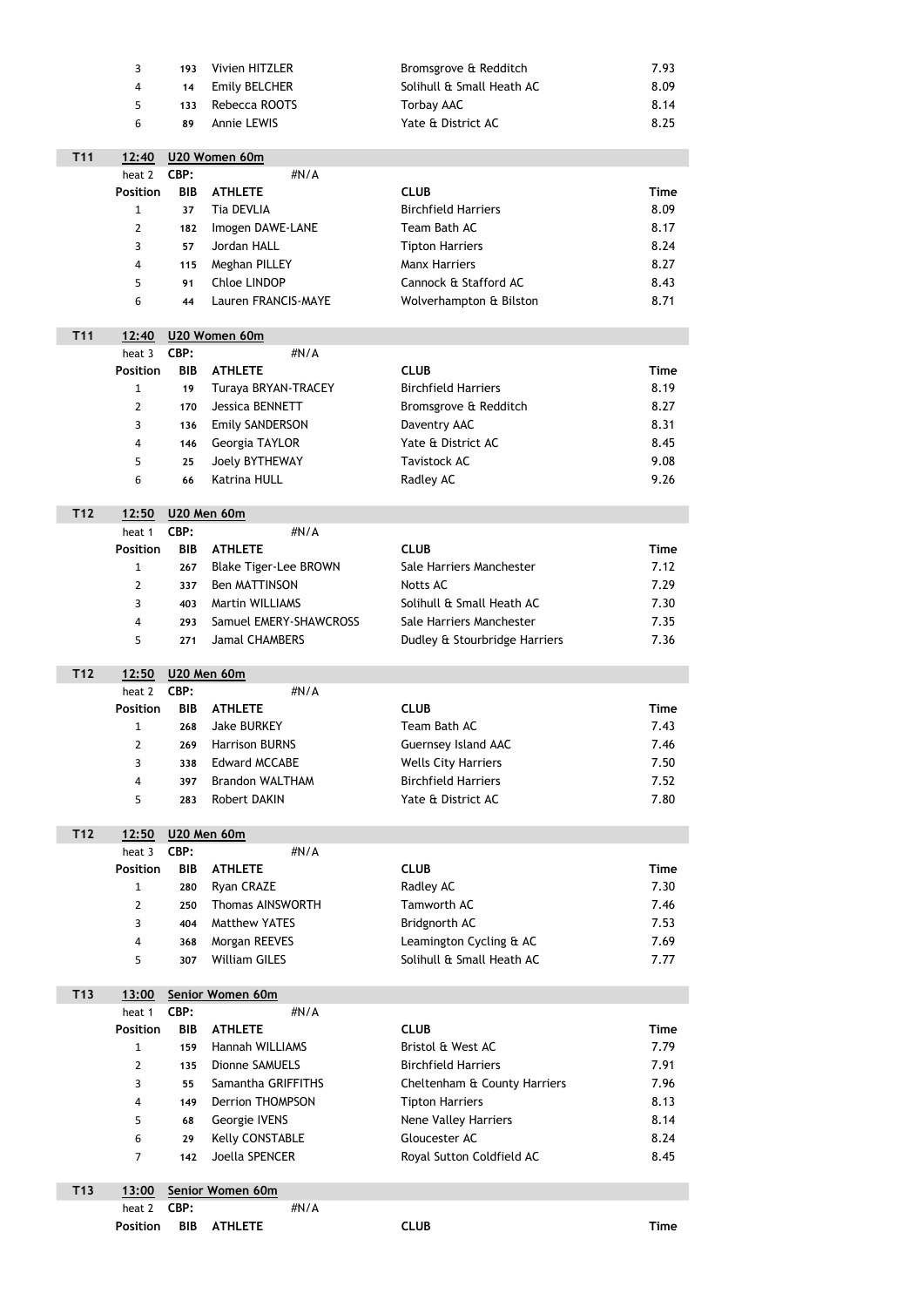| | | | | |
|---|---|---|---|---|
| 3 | 193 | Vivien HITZLER | Bromsgrove & Redditch | 7.93 |
| 4 | 14 | Emily BELCHER | Solihull & Small Heath AC | 8.09 |
| 5 | 133 | Rebecca ROOTS | Torbay AAC | 8.14 |
| 6 | 89 | Annie LEWIS | Yate & District AC | 8.25 |

**T11** **12:40** **U20 Women 60m**

heat 2 **CBP:** #N/A

| Position | BIB | ATHLETE | CLUB | Time |
|---|---|---|---|---|
| 1 | 37 | Tia DEVLIA | Birchfield Harriers | 8.09 |
| 2 | 182 | Imogen DAWE-LANE | Team Bath AC | 8.17 |
| 3 | 57 | Jordan HALL | Tipton Harriers | 8.24 |
| 4 | 115 | Meghan PILLEY | Manx Harriers | 8.27 |
| 5 | 91 | Chloe LINDOP | Cannock & Stafford AC | 8.43 |
| 6 | 44 | Lauren FRANCIS-MAYE | Wolverhampton & Bilston | 8.71 |

**T11** **12:40** **U20 Women 60m**

heat 3 **CBP:** #N/A

| Position | BIB | ATHLETE | CLUB | Time |
|---|---|---|---|---|
| 1 | 19 | Turaya BRYAN-TRACEY | Birchfield Harriers | 8.19 |
| 2 | 170 | Jessica BENNETT | Bromsgrove & Redditch | 8.27 |
| 3 | 136 | Emily SANDERSON | Daventry AAC | 8.31 |
| 4 | 146 | Georgia TAYLOR | Yate & District AC | 8.45 |
| 5 | 25 | Joely BYTHEWAY | Tavistock AC | 9.08 |
| 6 | 66 | Katrina HULL | Radley AC | 9.26 |

**T12** **12:50** **U20 Men 60m**

heat 1 **CBP:** #N/A

| Position | BIB | ATHLETE | CLUB | Time |
|---|---|---|---|---|
| 1 | 267 | Blake Tiger-Lee BROWN | Sale Harriers Manchester | 7.12 |
| 2 | 337 | Ben MATTINSON | Notts AC | 7.29 |
| 3 | 403 | Martin WILLIAMS | Solihull & Small Heath AC | 7.30 |
| 4 | 293 | Samuel EMERY-SHAWCROSS | Sale Harriers Manchester | 7.35 |
| 5 | 271 | Jamal CHAMBERS | Dudley & Stourbridge Harriers | 7.36 |

**T12** **12:50** **U20 Men 60m**

heat 2 **CBP:** #N/A

| Position | BIB | ATHLETE | CLUB | Time |
|---|---|---|---|---|
| 1 | 268 | Jake BURKEY | Team Bath AC | 7.43 |
| 2 | 269 | Harrison BURNS | Guernsey Island AAC | 7.46 |
| 3 | 338 | Edward MCCABE | Wells City Harriers | 7.50 |
| 4 | 397 | Brandon WALTHAM | Birchfield Harriers | 7.52 |
| 5 | 283 | Robert DAKIN | Yate & District AC | 7.80 |

**T12** **12:50** **U20 Men 60m**

heat 3 **CBP:** #N/A

| Position | BIB | ATHLETE | CLUB | Time |
|---|---|---|---|---|
| 1 | 280 | Ryan CRAZE | Radley AC | 7.30 |
| 2 | 250 | Thomas AINSWORTH | Tamworth AC | 7.46 |
| 3 | 404 | Matthew YATES | Bridgnorth AC | 7.53 |
| 4 | 368 | Morgan REEVES | Leamington Cycling & AC | 7.69 |
| 5 | 307 | William GILES | Solihull & Small Heath AC | 7.77 |

**T13** **13:00** **Senior Women 60m**

heat 1 **CBP:** #N/A

| Position | BIB | ATHLETE | CLUB | Time |
|---|---|---|---|---|
| 1 | 159 | Hannah WILLIAMS | Bristol & West AC | 7.79 |
| 2 | 135 | Dionne SAMUELS | Birchfield Harriers | 7.91 |
| 3 | 55 | Samantha GRIFFITHS | Cheltenham & County Harriers | 7.96 |
| 4 | 149 | Derrion THOMPSON | Tipton Harriers | 8.13 |
| 5 | 68 | Georgie IVENS | Nene Valley Harriers | 8.14 |
| 6 | 29 | Kelly CONSTABLE | Gloucester AC | 8.24 |
| 7 | 142 | Joella SPENCER | Royal Sutton Coldfield AC | 8.45 |

**T13** **13:00** **Senior Women 60m**

heat 2 **CBP:** #N/A

| Position | BIB | ATHLETE | CLUB | Time |
|---|---|---|---|---|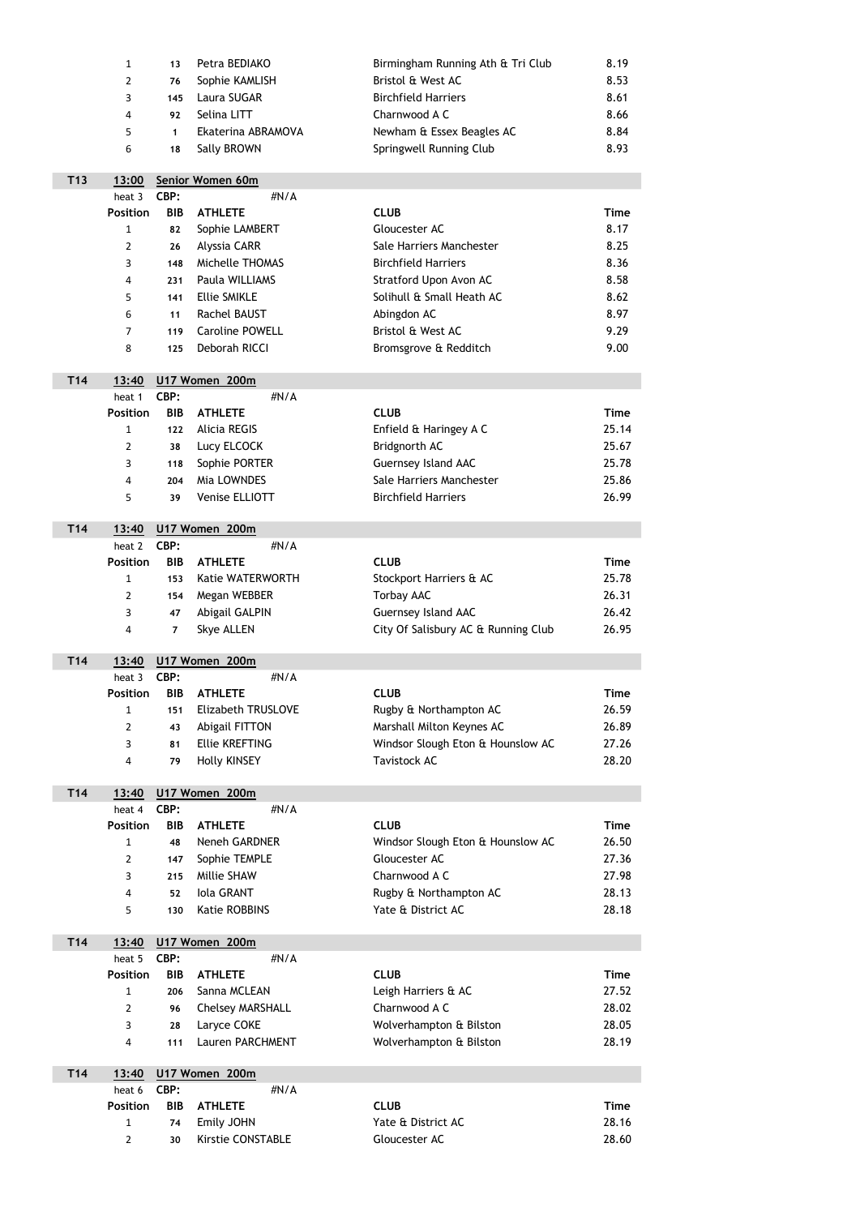| Position | BIB | ATHLETE | CLUB | Time |
|---|---|---|---|---|
| 1 | 13 | Petra BEDIAKO | Birmingham Running Ath & Tri Club | 8.19 |
| 2 | 76 | Sophie KAMLISH | Bristol & West AC | 8.53 |
| 3 | 145 | Laura SUGAR | Birchfield Harriers | 8.61 |
| 4 | 92 | Selina LITT | Charnwood A C | 8.66 |
| 5 | 1 | Ekaterina ABRAMOVA | Newham & Essex Beagles AC | 8.84 |
| 6 | 18 | Sally BROWN | Springwell Running Club | 8.93 |

**T13** 13:00 **Senior Women 60m**

heat 3 CBP: #N/A

| Position | BIB | ATHLETE | CLUB | Time |
|---|---|---|---|---|
| 1 | 82 | Sophie LAMBERT | Gloucester AC | 8.17 |
| 2 | 26 | Alyssia CARR | Sale Harriers Manchester | 8.25 |
| 3 | 148 | Michelle THOMAS | Birchfield Harriers | 8.36 |
| 4 | 231 | Paula WILLIAMS | Stratford Upon Avon AC | 8.58 |
| 5 | 141 | Ellie SMIKLE | Solihull & Small Heath AC | 8.62 |
| 6 | 11 | Rachel BAUST | Abingdon AC | 8.97 |
| 7 | 119 | Caroline POWELL | Bristol & West AC | 9.29 |
| 8 | 125 | Deborah RICCI | Bromsgrove & Redditch | 9.00 |

**T14** 13:40 **U17 Women 200m**

heat 1 CBP: #N/A

| Position | BIB | ATHLETE | CLUB | Time |
|---|---|---|---|---|
| 1 | 122 | Alicia REGIS | Enfield & Haringey A C | 25.14 |
| 2 | 38 | Lucy ELCOCK | Bridgnorth AC | 25.67 |
| 3 | 118 | Sophie PORTER | Guernsey Island AAC | 25.78 |
| 4 | 204 | Mia LOWNDES | Sale Harriers Manchester | 25.86 |
| 5 | 39 | Venise ELLIOTT | Birchfield Harriers | 26.99 |

**T14** 13:40 **U17 Women 200m**

heat 2 CBP: #N/A

| Position | BIB | ATHLETE | CLUB | Time |
|---|---|---|---|---|
| 1 | 153 | Katie WATERWORTH | Stockport Harriers & AC | 25.78 |
| 2 | 154 | Megan WEBBER | Torbay AAC | 26.31 |
| 3 | 47 | Abigail GALPIN | Guernsey Island AAC | 26.42 |
| 4 | 7 | Skye ALLEN | City Of Salisbury AC & Running Club | 26.95 |

**T14** 13:40 **U17 Women 200m**

heat 3 CBP: #N/A

| Position | BIB | ATHLETE | CLUB | Time |
|---|---|---|---|---|
| 1 | 151 | Elizabeth TRUSLOVE | Rugby & Northampton AC | 26.59 |
| 2 | 43 | Abigail FITTON | Marshall Milton Keynes AC | 26.89 |
| 3 | 81 | Ellie KREFTING | Windsor Slough Eton & Hounslow AC | 27.26 |
| 4 | 79 | Holly KINSEY | Tavistock AC | 28.20 |

**T14** 13:40 **U17 Women 200m**

heat 4 CBP: #N/A

| Position | BIB | ATHLETE | CLUB | Time |
|---|---|---|---|---|
| 1 | 48 | Neneh GARDNER | Windsor Slough Eton & Hounslow AC | 26.50 |
| 2 | 147 | Sophie TEMPLE | Gloucester AC | 27.36 |
| 3 | 215 | Millie SHAW | Charnwood A C | 27.98 |
| 4 | 52 | Iola GRANT | Rugby & Northampton AC | 28.13 |
| 5 | 130 | Katie ROBBINS | Yate & District AC | 28.18 |

**T14** 13:40 **U17 Women 200m**

heat 5 CBP: #N/A

| Position | BIB | ATHLETE | CLUB | Time |
|---|---|---|---|---|
| 1 | 206 | Sanna MCLEAN | Leigh Harriers & AC | 27.52 |
| 2 | 96 | Chelsey MARSHALL | Charnwood A C | 28.02 |
| 3 | 28 | Laryce COKE | Wolverhampton & Bilston | 28.05 |
| 4 | 111 | Lauren PARCHMENT | Wolverhampton & Bilston | 28.19 |

**T14** 13:40 **U17 Women 200m**

heat 6 CBP: #N/A

| Position | BIB | ATHLETE | CLUB | Time |
|---|---|---|---|---|
| 1 | 74 | Emily JOHN | Yate & District AC | 28.16 |
| 2 | 30 | Kirstie CONSTABLE | Gloucester AC | 28.60 |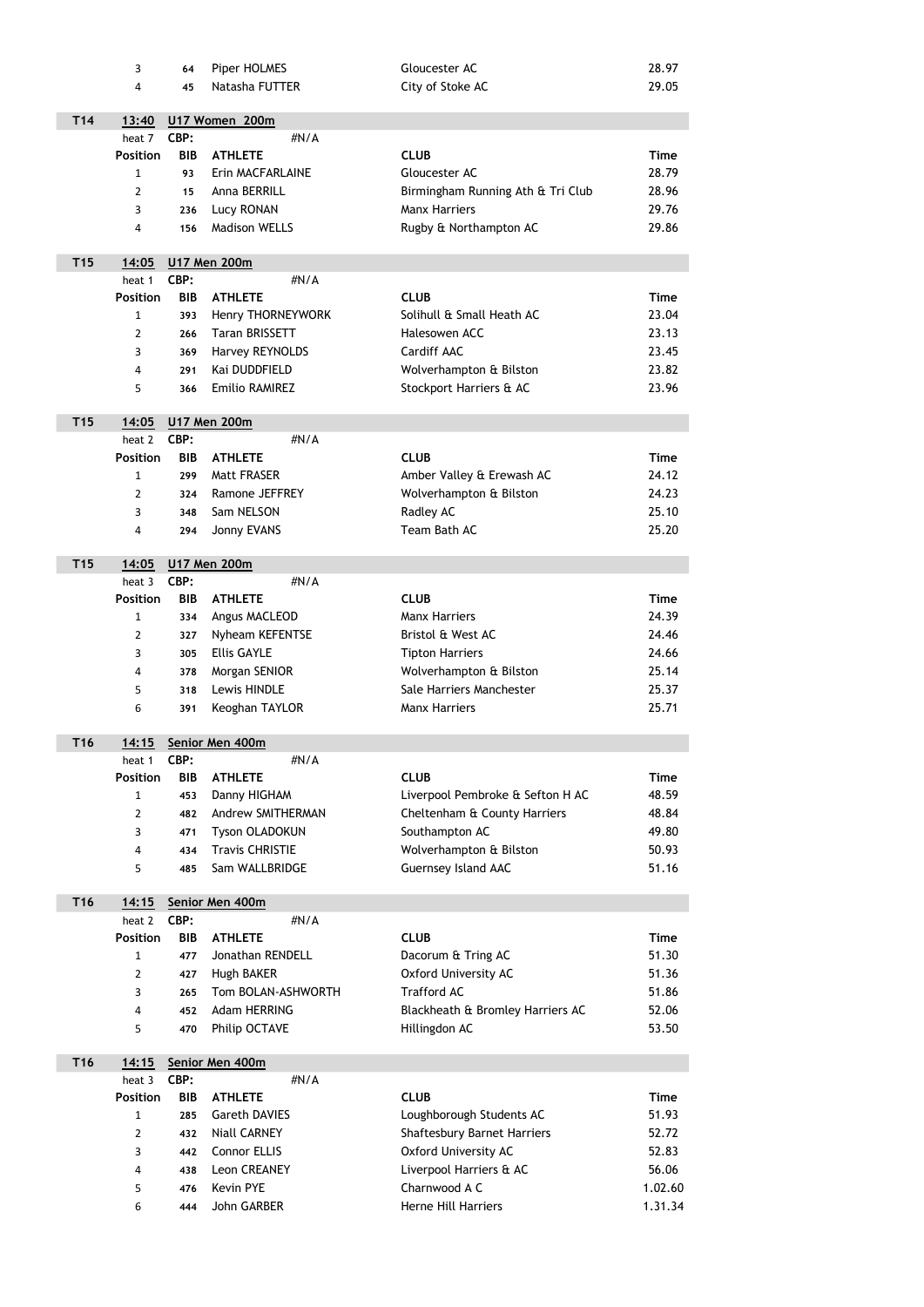| | | | | |
|---|---|---|---|---|
| 3 | 64 | Piper HOLMES | Gloucester AC | 28.97 |
| 4 | 45 | Natasha FUTTER | City of Stoke AC | 29.05 |

**T14** 13:40 **U17 Women 200m**

heat 7 CBP: #N/A

| Position | BIB | ATHLETE | CLUB | Time |
|---|---|---|---|---|
| 1 | 93 | Erin MACFARLAINE | Gloucester AC | 28.79 |
| 2 | 15 | Anna BERRILL | Birmingham Running Ath & Tri Club | 28.96 |
| 3 | 236 | Lucy RONAN | Manx Harriers | 29.76 |
| 4 | 156 | Madison WELLS | Rugby & Northampton AC | 29.86 |

**T15** 14:05 **U17 Men 200m**

heat 1 CBP: #N/A

| Position | BIB | ATHLETE | CLUB | Time |
|---|---|---|---|---|
| 1 | 393 | Henry THORNEYWORK | Solihull & Small Heath AC | 23.04 |
| 2 | 266 | Taran BRISSETT | Halesowen ACC | 23.13 |
| 3 | 369 | Harvey REYNOLDS | Cardiff AAC | 23.45 |
| 4 | 291 | Kai DUDDFIELD | Wolverhampton & Bilston | 23.82 |
| 5 | 366 | Emilio RAMIREZ | Stockport Harriers & AC | 23.96 |

**T15** 14:05 **U17 Men 200m**

heat 2 CBP: #N/A

| Position | BIB | ATHLETE | CLUB | Time |
|---|---|---|---|---|
| 1 | 299 | Matt FRASER | Amber Valley & Erewash AC | 24.12 |
| 2 | 324 | Ramone JEFFREY | Wolverhampton & Bilston | 24.23 |
| 3 | 348 | Sam NELSON | Radley AC | 25.10 |
| 4 | 294 | Jonny EVANS | Team Bath AC | 25.20 |

**T15** 14:05 **U17 Men 200m**

heat 3 CBP: #N/A

| Position | BIB | ATHLETE | CLUB | Time |
|---|---|---|---|---|
| 1 | 334 | Angus MACLEOD | Manx Harriers | 24.39 |
| 2 | 327 | Nyheam KEFENTSE | Bristol & West AC | 24.46 |
| 3 | 305 | Ellis GAYLE | Tipton Harriers | 24.66 |
| 4 | 378 | Morgan SENIOR | Wolverhampton & Bilston | 25.14 |
| 5 | 318 | Lewis HINDLE | Sale Harriers Manchester | 25.37 |
| 6 | 391 | Keoghan TAYLOR | Manx Harriers | 25.71 |

**T16** 14:15 **Senior Men 400m**

heat 1 CBP: #N/A

| Position | BIB | ATHLETE | CLUB | Time |
|---|---|---|---|---|
| 1 | 453 | Danny HIGHAM | Liverpool Pembroke & Sefton H AC | 48.59 |
| 2 | 482 | Andrew SMITHERMAN | Cheltenham & County Harriers | 48.84 |
| 3 | 471 | Tyson OLADOKUN | Southampton AC | 49.80 |
| 4 | 434 | Travis CHRISTIE | Wolverhampton & Bilston | 50.93 |
| 5 | 485 | Sam WALLBRIDGE | Guernsey Island AAC | 51.16 |

**T16** 14:15 **Senior Men 400m**

heat 2 CBP: #N/A

| Position | BIB | ATHLETE | CLUB | Time |
|---|---|---|---|---|
| 1 | 477 | Jonathan RENDELL | Dacorum & Tring AC | 51.30 |
| 2 | 427 | Hugh BAKER | Oxford University AC | 51.36 |
| 3 | 265 | Tom BOLAN-ASHWORTH | Trafford AC | 51.86 |
| 4 | 452 | Adam HERRING | Blackheath & Bromley Harriers AC | 52.06 |
| 5 | 470 | Philip OCTAVE | Hillingdon AC | 53.50 |

**T16** 14:15 **Senior Men 400m**

heat 3 CBP: #N/A

| Position | BIB | ATHLETE | CLUB | Time |
|---|---|---|---|---|
| 1 | 285 | Gareth DAVIES | Loughborough Students AC | 51.93 |
| 2 | 432 | Niall CARNEY | Shaftesbury Barnet Harriers | 52.72 |
| 3 | 442 | Connor ELLIS | Oxford University AC | 52.83 |
| 4 | 438 | Leon CREANEY | Liverpool Harriers & AC | 56.06 |
| 5 | 476 | Kevin PYE | Charnwood A C | 1.02.60 |
| 6 | 444 | John GARBER | Herne Hill Harriers | 1.31.34 |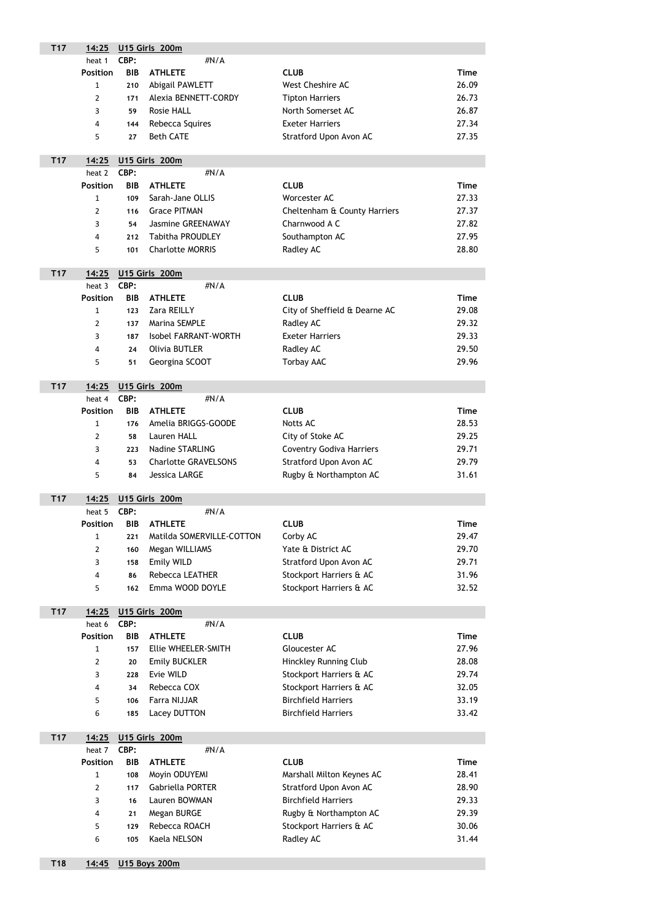## T17 14:25 U15 Girls 200m

heat 1 CBP: #N/A

| Position | BIB | ATHLETE | CLUB | Time |
|---|---|---|---|---|
| 1 | 210 | Abigail PAWLETT | West Cheshire AC | 26.09 |
| 2 | 171 | Alexia BENNETT-CORDY | Tipton Harriers | 26.73 |
| 3 | 59 | Rosie HALL | North Somerset AC | 26.87 |
| 4 | 144 | Rebecca Squires | Exeter Harriers | 27.34 |
| 5 | 27 | Beth CATE | Stratford Upon Avon AC | 27.35 |

## T17 14:25 U15 Girls 200m

heat 2 CBP: #N/A

| Position | BIB | ATHLETE | CLUB | Time |
|---|---|---|---|---|
| 1 | 109 | Sarah-Jane OLLIS | Worcester AC | 27.33 |
| 2 | 116 | Grace PITMAN | Cheltenham & County Harriers | 27.37 |
| 3 | 54 | Jasmine GREENAWAY | Charnwood A C | 27.82 |
| 4 | 212 | Tabitha PROUDLEY | Southampton AC | 27.95 |
| 5 | 101 | Charlotte MORRIS | Radley AC | 28.80 |

## T17 14:25 U15 Girls 200m

heat 3 CBP: #N/A

| Position | BIB | ATHLETE | CLUB | Time |
|---|---|---|---|---|
| 1 | 123 | Zara REILLY | City of Sheffield & Dearne AC | 29.08 |
| 2 | 137 | Marina SEMPLE | Radley AC | 29.32 |
| 3 | 187 | Isobel FARRANT-WORTH | Exeter Harriers | 29.33 |
| 4 | 24 | Olivia BUTLER | Radley AC | 29.50 |
| 5 | 51 | Georgina SCOOT | Torbay AAC | 29.96 |

## T17 14:25 U15 Girls 200m

heat 4 CBP: #N/A

| Position | BIB | ATHLETE | CLUB | Time |
|---|---|---|---|---|
| 1 | 176 | Amelia BRIGGS-GOODE | Notts AC | 28.53 |
| 2 | 58 | Lauren HALL | City of Stoke AC | 29.25 |
| 3 | 223 | Nadine STARLING | Coventry Godiva Harriers | 29.71 |
| 4 | 53 | Charlotte GRAVELSONS | Stratford Upon Avon AC | 29.79 |
| 5 | 84 | Jessica LARGE | Rugby & Northampton AC | 31.61 |

## T17 14:25 U15 Girls 200m

heat 5 CBP: #N/A

| Position | BIB | ATHLETE | CLUB | Time |
|---|---|---|---|---|
| 1 | 221 | Matilda SOMERVILLE-COTTON | Corby AC | 29.47 |
| 2 | 160 | Megan WILLIAMS | Yate & District AC | 29.70 |
| 3 | 158 | Emily WILD | Stratford Upon Avon AC | 29.71 |
| 4 | 86 | Rebecca LEATHER | Stockport Harriers & AC | 31.96 |
| 5 | 162 | Emma WOOD DOYLE | Stockport Harriers & AC | 32.52 |

## T17 14:25 U15 Girls 200m

heat 6 CBP: #N/A

| Position | BIB | ATHLETE | CLUB | Time |
|---|---|---|---|---|
| 1 | 157 | Ellie WHEELER-SMITH | Gloucester AC | 27.96 |
| 2 | 20 | Emily BUCKLER | Hinckley Running Club | 28.08 |
| 3 | 228 | Evie WILD | Stockport Harriers & AC | 29.74 |
| 4 | 34 | Rebecca COX | Stockport Harriers & AC | 32.05 |
| 5 | 106 | Farra NIJJAR | Birchfield Harriers | 33.19 |
| 6 | 185 | Lacey DUTTON | Birchfield Harriers | 33.42 |

## T17 14:25 U15 Girls 200m

heat 7 CBP: #N/A

| Position | BIB | ATHLETE | CLUB | Time |
|---|---|---|---|---|
| 1 | 108 | Moyin ODUYEMI | Marshall Milton Keynes AC | 28.41 |
| 2 | 117 | Gabriella PORTER | Stratford Upon Avon AC | 28.90 |
| 3 | 16 | Lauren BOWMAN | Birchfield Harriers | 29.33 |
| 4 | 21 | Megan BURGE | Rugby & Northampton AC | 29.39 |
| 5 | 129 | Rebecca ROACH | Stockport Harriers & AC | 30.06 |
| 6 | 105 | Kaela NELSON | Radley AC | 31.44 |

## T18 14:45 U15 Boys 200m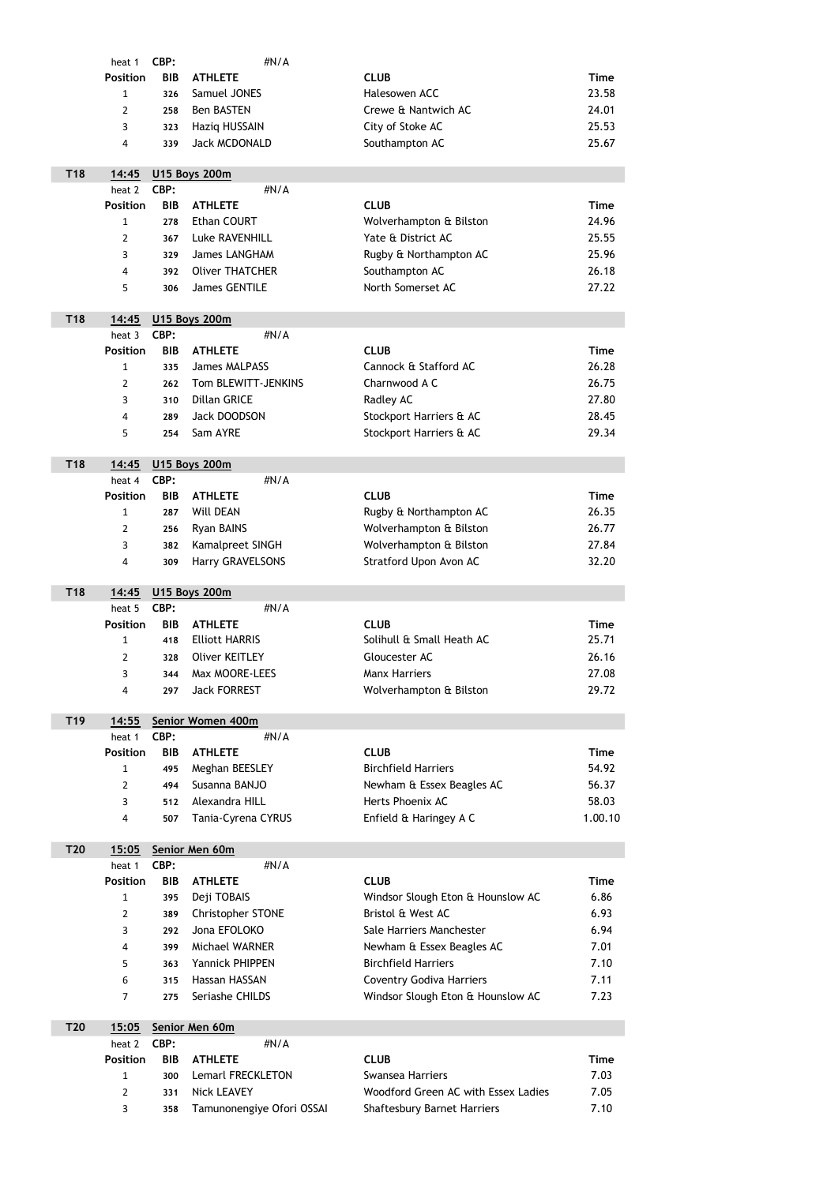heat 1 CBP: #N/A

| Position | BIB | ATHLETE | CLUB | Time |
|---|---|---|---|---|
| 1 | 326 | Samuel JONES | Halesowen ACC | 23.58 |
| 2 | 258 | Ben BASTEN | Crewe & Nantwich AC | 24.01 |
| 3 | 323 | Haziq HUSSAIN | City of Stoke AC | 25.53 |
| 4 | 339 | Jack MCDONALD | Southampton AC | 25.67 |

**T18** 14:45 U15 Boys 200m

heat 2 CBP: #N/A

| Position | BIB | ATHLETE | CLUB | Time |
|---|---|---|---|---|
| 1 | 278 | Ethan COURT | Wolverhampton & Bilston | 24.96 |
| 2 | 367 | Luke RAVENHILL | Yate & District AC | 25.55 |
| 3 | 329 | James LANGHAM | Rugby & Northampton AC | 25.96 |
| 4 | 392 | Oliver THATCHER | Southampton AC | 26.18 |
| 5 | 306 | James GENTILE | North Somerset AC | 27.22 |

**T18** 14:45 U15 Boys 200m

heat 3 CBP: #N/A

| Position | BIB | ATHLETE | CLUB | Time |
|---|---|---|---|---|
| 1 | 335 | James MALPASS | Cannock & Stafford AC | 26.28 |
| 2 | 262 | Tom BLEWITT-JENKINS | Charnwood A C | 26.75 |
| 3 | 310 | Dillan GRICE | Radley AC | 27.80 |
| 4 | 289 | Jack DOODSON | Stockport Harriers & AC | 28.45 |
| 5 | 254 | Sam AYRE | Stockport Harriers & AC | 29.34 |

**T18** 14:45 U15 Boys 200m

heat 4 CBP: #N/A

| Position | BIB | ATHLETE | CLUB | Time |
|---|---|---|---|---|
| 1 | 287 | Will DEAN | Rugby & Northampton AC | 26.35 |
| 2 | 256 | Ryan BAINS | Wolverhampton & Bilston | 26.77 |
| 3 | 382 | Kamalpreet SINGH | Wolverhampton & Bilston | 27.84 |
| 4 | 309 | Harry GRAVELSONS | Stratford Upon Avon AC | 32.20 |

**T18** 14:45 U15 Boys 200m

heat 5 CBP: #N/A

| Position | BIB | ATHLETE | CLUB | Time |
|---|---|---|---|---|
| 1 | 418 | Elliott HARRIS | Solihull & Small Heath AC | 25.71 |
| 2 | 328 | Oliver KEITLEY | Gloucester AC | 26.16 |
| 3 | 344 | Max MOORE-LEES | Manx Harriers | 27.08 |
| 4 | 297 | Jack FORREST | Wolverhampton & Bilston | 29.72 |

**T19** 14:55 Senior Women 400m

heat 1 CBP: #N/A

| Position | BIB | ATHLETE | CLUB | Time |
|---|---|---|---|---|
| 1 | 495 | Meghan BEESLEY | Birchfield Harriers | 54.92 |
| 2 | 494 | Susanna BANJO | Newham & Essex Beagles AC | 56.37 |
| 3 | 512 | Alexandra HILL | Herts Phoenix AC | 58.03 |
| 4 | 507 | Tania-Cyrena CYRUS | Enfield & Haringey A C | 1.00.10 |

**T20** 15:05 Senior Men 60m

heat 1 CBP: #N/A

| Position | BIB | ATHLETE | CLUB | Time |
|---|---|---|---|---|
| 1 | 395 | Deji TOBAIS | Windsor Slough Eton & Hounslow AC | 6.86 |
| 2 | 389 | Christopher STONE | Bristol & West AC | 6.93 |
| 3 | 292 | Jona EFOLOKO | Sale Harriers Manchester | 6.94 |
| 4 | 399 | Michael WARNER | Newham & Essex Beagles AC | 7.01 |
| 5 | 363 | Yannick PHIPPEN | Birchfield Harriers | 7.10 |
| 6 | 315 | Hassan HASSAN | Coventry Godiva Harriers | 7.11 |
| 7 | 275 | Seriashe CHILDS | Windsor Slough Eton & Hounslow AC | 7.23 |

**T20** 15:05 Senior Men 60m

heat 2 CBP: #N/A

| Position | BIB | ATHLETE | CLUB | Time |
|---|---|---|---|---|
| 1 | 300 | Lemarl FRECKLETON | Swansea Harriers | 7.03 |
| 2 | 331 | Nick LEAVEY | Woodford Green AC with Essex Ladies | 7.05 |
| 3 | 358 | Tamunonengiye Ofori OSSAI | Shaftesbury Barnet Harriers | 7.10 |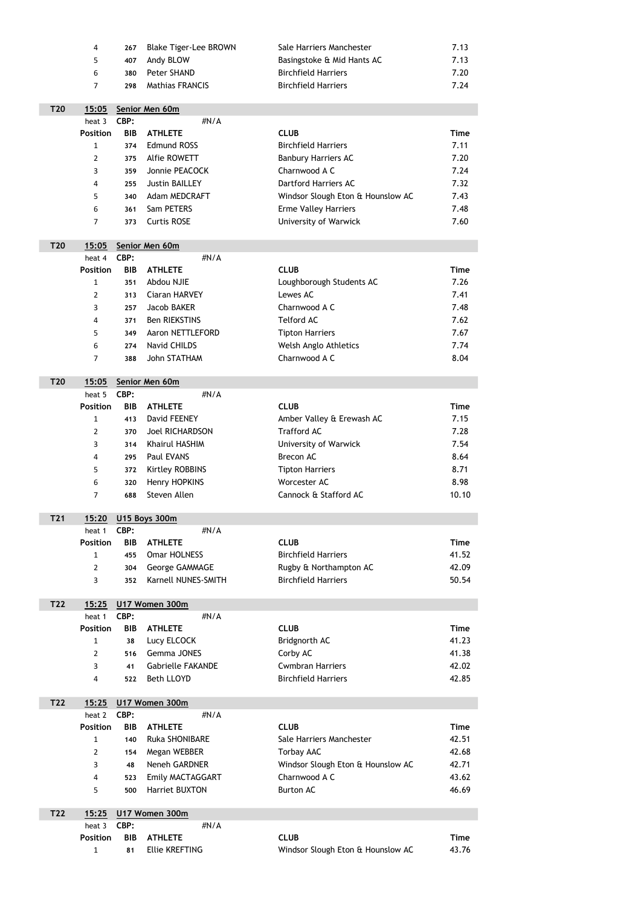| Position | BIB | ATHLETE | CLUB | Time |
|---|---|---|---|---|
| 4 | 267 | Blake Tiger-Lee BROWN | Sale Harriers Manchester | 7.13 |
| 5 | 407 | Andy BLOW | Basingstoke & Mid Hants AC | 7.13 |
| 6 | 380 | Peter SHAND | Birchfield Harriers | 7.20 |
| 7 | 298 | Mathias FRANCIS | Birchfield Harriers | 7.24 |

**T20** 15:05 Senior Men 60m

heat 3 CBP: #N/A

| Position | BIB | ATHLETE | CLUB | Time |
|---|---|---|---|---|
| 1 | 374 | Edmund ROSS | Birchfield Harriers | 7.11 |
| 2 | 375 | Alfie ROWETT | Banbury Harriers AC | 7.20 |
| 3 | 359 | Jonnie PEACOCK | Charnwood A C | 7.24 |
| 4 | 255 | Justin BAILLEY | Dartford Harriers AC | 7.32 |
| 5 | 340 | Adam MEDCRAFT | Windsor Slough Eton & Hounslow AC | 7.43 |
| 6 | 361 | Sam PETERS | Erme Valley Harriers | 7.48 |
| 7 | 373 | Curtis ROSE | University of Warwick | 7.60 |

**T20** 15:05 Senior Men 60m

heat 4 CBP: #N/A

| Position | BIB | ATHLETE | CLUB | Time |
|---|---|---|---|---|
| 1 | 351 | Abdou NJIE | Loughborough Students AC | 7.26 |
| 2 | 313 | Ciaran HARVEY | Lewes AC | 7.41 |
| 3 | 257 | Jacob BAKER | Charnwood A C | 7.48 |
| 4 | 371 | Ben RIEKSTINS | Telford AC | 7.62 |
| 5 | 349 | Aaron NETTLEFORD | Tipton Harriers | 7.67 |
| 6 | 274 | Navid CHILDS | Welsh Anglo Athletics | 7.74 |
| 7 | 388 | John STATHAM | Charnwood A C | 8.04 |

**T20** 15:05 Senior Men 60m

heat 5 CBP: #N/A

| Position | BIB | ATHLETE | CLUB | Time |
|---|---|---|---|---|
| 1 | 413 | David FEENEY | Amber Valley & Erewash AC | 7.15 |
| 2 | 370 | Joel RICHARDSON | Trafford AC | 7.28 |
| 3 | 314 | Khairul HASHIM | University of Warwick | 7.54 |
| 4 | 295 | Paul EVANS | Brecon AC | 8.64 |
| 5 | 372 | Kirtley ROBBINS | Tipton Harriers | 8.71 |
| 6 | 320 | Henry HOPKINS | Worcester AC | 8.98 |
| 7 | 688 | Steven Allen | Cannock & Stafford AC | 10.10 |

**T21** 15:20 U15 Boys 300m

heat 1 CBP: #N/A

| Position | BIB | ATHLETE | CLUB | Time |
|---|---|---|---|---|
| 1 | 455 | Omar HOLNESS | Birchfield Harriers | 41.52 |
| 2 | 304 | George GAMMAGE | Rugby & Northampton AC | 42.09 |
| 3 | 352 | Karnell NUNES-SMITH | Birchfield Harriers | 50.54 |

**T22** 15:25 U17 Women 300m

heat 1 CBP: #N/A

| Position | BIB | ATHLETE | CLUB | Time |
|---|---|---|---|---|
| 1 | 38 | Lucy ELCOCK | Bridgnorth AC | 41.23 |
| 2 | 516 | Gemma JONES | Corby AC | 41.38 |
| 3 | 41 | Gabrielle FAKANDE | Cwmbran Harriers | 42.02 |
| 4 | 522 | Beth LLOYD | Birchfield Harriers | 42.85 |

**T22** 15:25 U17 Women 300m

heat 2 CBP: #N/A

| Position | BIB | ATHLETE | CLUB | Time |
|---|---|---|---|---|
| 1 | 140 | Ruka SHONIBARE | Sale Harriers Manchester | 42.51 |
| 2 | 154 | Megan WEBBER | Torbay AAC | 42.68 |
| 3 | 48 | Neneh GARDNER | Windsor Slough Eton & Hounslow AC | 42.71 |
| 4 | 523 | Emily MACTAGGART | Charnwood A C | 43.62 |
| 5 | 500 | Harriet BUXTON | Burton AC | 46.69 |

**T22** 15:25 U17 Women 300m

heat 3 CBP: #N/A

| Position | BIB | ATHLETE | CLUB | Time |
|---|---|---|---|---|
| 1 | 81 | Ellie KREFTING | Windsor Slough Eton & Hounslow AC | 43.76 |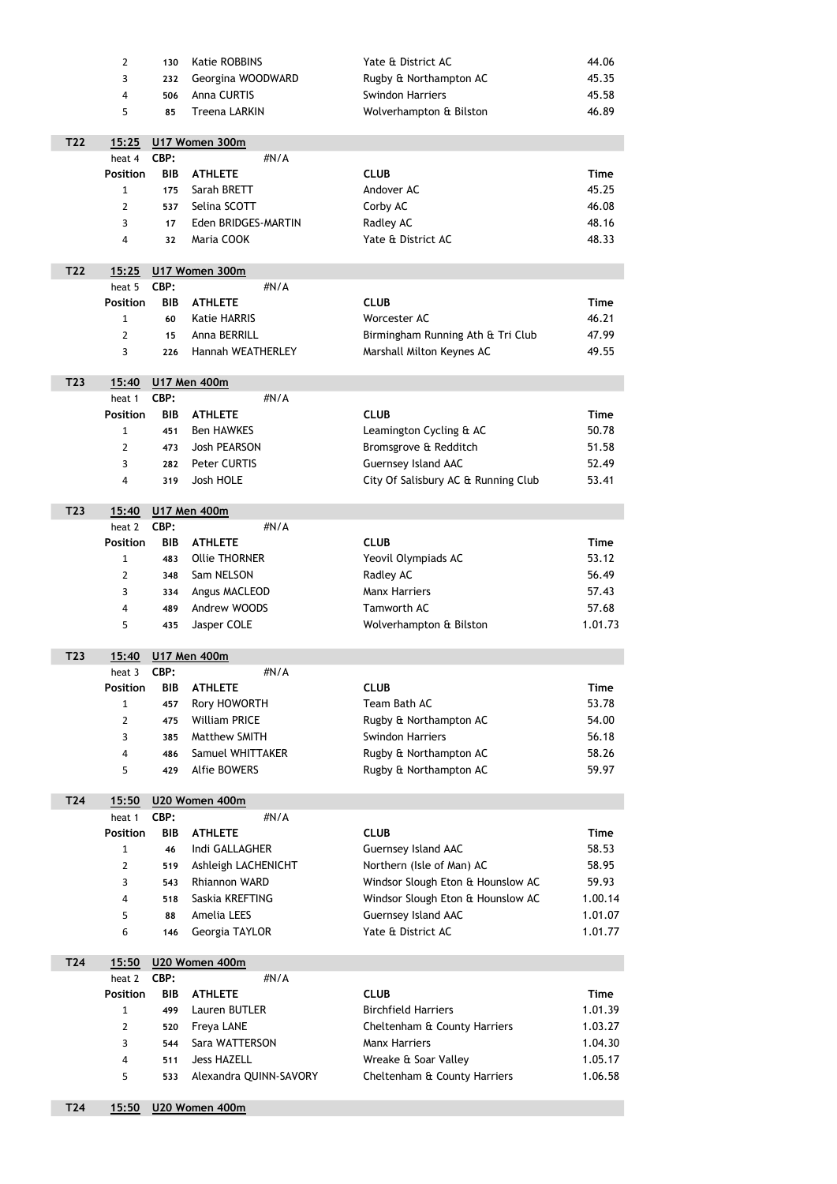| Position | BIB | ATHLETE | CLUB | Time |
|---|---|---|---|---|
| 2 | 130 | Katie ROBBINS | Yate & District AC | 44.06 |
| 3 | 232 | Georgina WOODWARD | Rugby & Northampton AC | 45.35 |
| 4 | 506 | Anna CURTIS | Swindon Harriers | 45.58 |
| 5 | 85 | Treena LARKIN | Wolverhampton & Bilston | 46.89 |

**T22** **15:25** **U17 Women 300m**

heat 4 CBP: #N/A

| Position | BIB | ATHLETE | CLUB | Time |
|---|---|---|---|---|
| 1 | 175 | Sarah BRETT | Andover AC | 45.25 |
| 2 | 537 | Selina SCOTT | Corby AC | 46.08 |
| 3 | 17 | Eden BRIDGES-MARTIN | Radley AC | 48.16 |
| 4 | 32 | Maria COOK | Yate & District AC | 48.33 |

**T22** **15:25** **U17 Women 300m**

heat 5 CBP: #N/A

| Position | BIB | ATHLETE | CLUB | Time |
|---|---|---|---|---|
| 1 | 60 | Katie HARRIS | Worcester AC | 46.21 |
| 2 | 15 | Anna BERRILL | Birmingham Running Ath & Tri Club | 47.99 |
| 3 | 226 | Hannah WEATHERLEY | Marshall Milton Keynes AC | 49.55 |

**T23** **15:40** **U17 Men 400m**

heat 1 CBP: #N/A

| Position | BIB | ATHLETE | CLUB | Time |
|---|---|---|---|---|
| 1 | 451 | Ben HAWKES | Leamington Cycling & AC | 50.78 |
| 2 | 473 | Josh PEARSON | Bromsgrove & Redditch | 51.58 |
| 3 | 282 | Peter CURTIS | Guernsey Island AAC | 52.49 |
| 4 | 319 | Josh HOLE | City Of Salisbury AC & Running Club | 53.41 |

**T23** **15:40** **U17 Men 400m**

heat 2 CBP: #N/A

| Position | BIB | ATHLETE | CLUB | Time |
|---|---|---|---|---|
| 1 | 483 | Ollie THORNER | Yeovil Olympiads AC | 53.12 |
| 2 | 348 | Sam NELSON | Radley AC | 56.49 |
| 3 | 334 | Angus MACLEOD | Manx Harriers | 57.43 |
| 4 | 489 | Andrew WOODS | Tamworth AC | 57.68 |
| 5 | 435 | Jasper COLE | Wolverhampton & Bilston | 1.01.73 |

**T23** **15:40** **U17 Men 400m**

heat 3 CBP: #N/A

| Position | BIB | ATHLETE | CLUB | Time |
|---|---|---|---|---|
| 1 | 457 | Rory HOWORTH | Team Bath AC | 53.78 |
| 2 | 475 | William PRICE | Rugby & Northampton AC | 54.00 |
| 3 | 385 | Matthew SMITH | Swindon Harriers | 56.18 |
| 4 | 486 | Samuel WHITTAKER | Rugby & Northampton AC | 58.26 |
| 5 | 429 | Alfie BOWERS | Rugby & Northampton AC | 59.97 |

**T24** **15:50** **U20 Women 400m**

heat 1 CBP: #N/A

| Position | BIB | ATHLETE | CLUB | Time |
|---|---|---|---|---|
| 1 | 46 | Indi GALLAGHER | Guernsey Island AAC | 58.53 |
| 2 | 519 | Ashleigh LACHENICHT | Northern (Isle of Man) AC | 58.95 |
| 3 | 543 | Rhiannon WARD | Windsor Slough Eton & Hounslow AC | 59.93 |
| 4 | 518 | Saskia KREFTING | Windsor Slough Eton & Hounslow AC | 1.00.14 |
| 5 | 88 | Amelia LEES | Guernsey Island AAC | 1.01.07 |
| 6 | 146 | Georgia TAYLOR | Yate & District AC | 1.01.77 |

**T24** **15:50** **U20 Women 400m**

heat 2 CBP: #N/A

| Position | BIB | ATHLETE | CLUB | Time |
|---|---|---|---|---|
| 1 | 499 | Lauren BUTLER | Birchfield Harriers | 1.01.39 |
| 2 | 520 | Freya LANE | Cheltenham & County Harriers | 1.03.27 |
| 3 | 544 | Sara WATTERSON | Manx Harriers | 1.04.30 |
| 4 | 511 | Jess HAZELL | Wreake & Soar Valley | 1.05.17 |
| 5 | 533 | Alexandra QUINN-SAVORY | Cheltenham & County Harriers | 1.06.58 |

**T24** **15:50** **U20 Women 400m**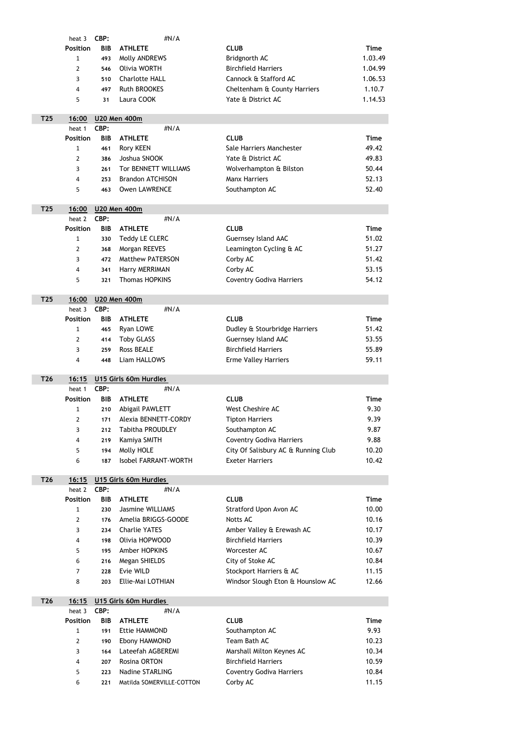heat 3 **CBP:** #N/A

| Position | BIB | ATHLETE | CLUB | Time |
|---|---|---|---|---|
| 1 | 493 | Molly ANDREWS | Bridgnorth AC | 1.03.49 |
| 2 | 546 | Olivia WORTH | Birchfield Harriers | 1.04.99 |
| 3 | 510 | Charlotte HALL | Cannock & Stafford AC | 1.06.53 |
| 4 | 497 | Ruth BROOKES | Cheltenham & County Harriers | 1.10.7 |
| 5 | 31 | Laura COOK | Yate & District AC | 1.14.53 |

**T25** 16:00 U20 Men 400m

heat 1 **CBP:** #N/A

| Position | BIB | ATHLETE | CLUB | Time |
|---|---|---|---|---|
| 1 | 461 | Rory KEEN | Sale Harriers Manchester | 49.42 |
| 2 | 386 | Joshua SNOOK | Yate & District AC | 49.83 |
| 3 | 261 | Tor BENNETT WILLIAMS | Wolverhampton & Bilston | 50.44 |
| 4 | 253 | Brandon ATCHISON | Manx Harriers | 52.13 |
| 5 | 463 | Owen LAWRENCE | Southampton AC | 52.40 |

**T25** 16:00 U20 Men 400m

heat 2 **CBP:** #N/A

| Position | BIB | ATHLETE | CLUB | Time |
|---|---|---|---|---|
| 1 | 330 | Teddy LE CLERC | Guernsey Island AAC | 51.02 |
| 2 | 368 | Morgan REEVES | Leamington Cycling & AC | 51.27 |
| 3 | 472 | Matthew PATERSON | Corby AC | 51.42 |
| 4 | 341 | Harry MERRIMAN | Corby AC | 53.15 |
| 5 | 321 | Thomas HOPKINS | Coventry Godiva Harriers | 54.12 |

**T25** 16:00 U20 Men 400m

heat 3 **CBP:** #N/A

| Position | BIB | ATHLETE | CLUB | Time |
|---|---|---|---|---|
| 1 | 465 | Ryan LOWE | Dudley & Stourbridge Harriers | 51.42 |
| 2 | 414 | Toby GLASS | Guernsey Island AAC | 53.55 |
| 3 | 259 | Ross BEALE | Birchfield Harriers | 55.89 |
| 4 | 448 | Liam HALLOWS | Erme Valley Harriers | 59.11 |

**T26** 16:15 U15 Girls 60m Hurdles

heat 1 **CBP:** #N/A

| Position | BIB | ATHLETE | CLUB | Time |
|---|---|---|---|---|
| 1 | 210 | Abigail PAWLETT | West Cheshire AC | 9.30 |
| 2 | 171 | Alexia BENNETT-CORDY | Tipton Harriers | 9.39 |
| 3 | 212 | Tabitha PROUDLEY | Southampton AC | 9.87 |
| 4 | 219 | Kamiya SMITH | Coventry Godiva Harriers | 9.88 |
| 5 | 194 | Molly HOLE | City Of Salisbury AC & Running Club | 10.20 |
| 6 | 187 | Isobel FARRANT-WORTH | Exeter Harriers | 10.42 |

**T26** 16:15 U15 Girls 60m Hurdles

heat 2 **CBP:** #N/A

| Position | BIB | ATHLETE | CLUB | Time |
|---|---|---|---|---|
| 1 | 230 | Jasmine WILLIAMS | Stratford Upon Avon AC | 10.00 |
| 2 | 176 | Amelia BRIGGS-GOODE | Notts AC | 10.16 |
| 3 | 234 | Charlie YATES | Amber Valley & Erewash AC | 10.17 |
| 4 | 198 | Olivia HOPWOOD | Birchfield Harriers | 10.39 |
| 5 | 195 | Amber HOPKINS | Worcester AC | 10.67 |
| 6 | 216 | Megan SHIELDS | City of Stoke AC | 10.84 |
| 7 | 228 | Evie WILD | Stockport Harriers & AC | 11.15 |
| 8 | 203 | Ellie-Mai LOTHIAN | Windsor Slough Eton & Hounslow AC | 12.66 |

**T26** 16:15 U15 Girls 60m Hurdles

heat 3 **CBP:** #N/A

| Position | BIB | ATHLETE | CLUB | Time |
|---|---|---|---|---|
| 1 | 191 | Ettie HAMMOND | Southampton AC | 9.93 |
| 2 | 190 | Ebony HAMMOND | Team Bath AC | 10.23 |
| 3 | 164 | Lateefah AGBEREMI | Marshall Milton Keynes AC | 10.34 |
| 4 | 207 | Rosina ORTON | Birchfield Harriers | 10.59 |
| 5 | 223 | Nadine STARLING | Coventry Godiva Harriers | 10.84 |
| 6 | 221 | Matilda SOMERVILLE-COTTON | Corby AC | 11.15 |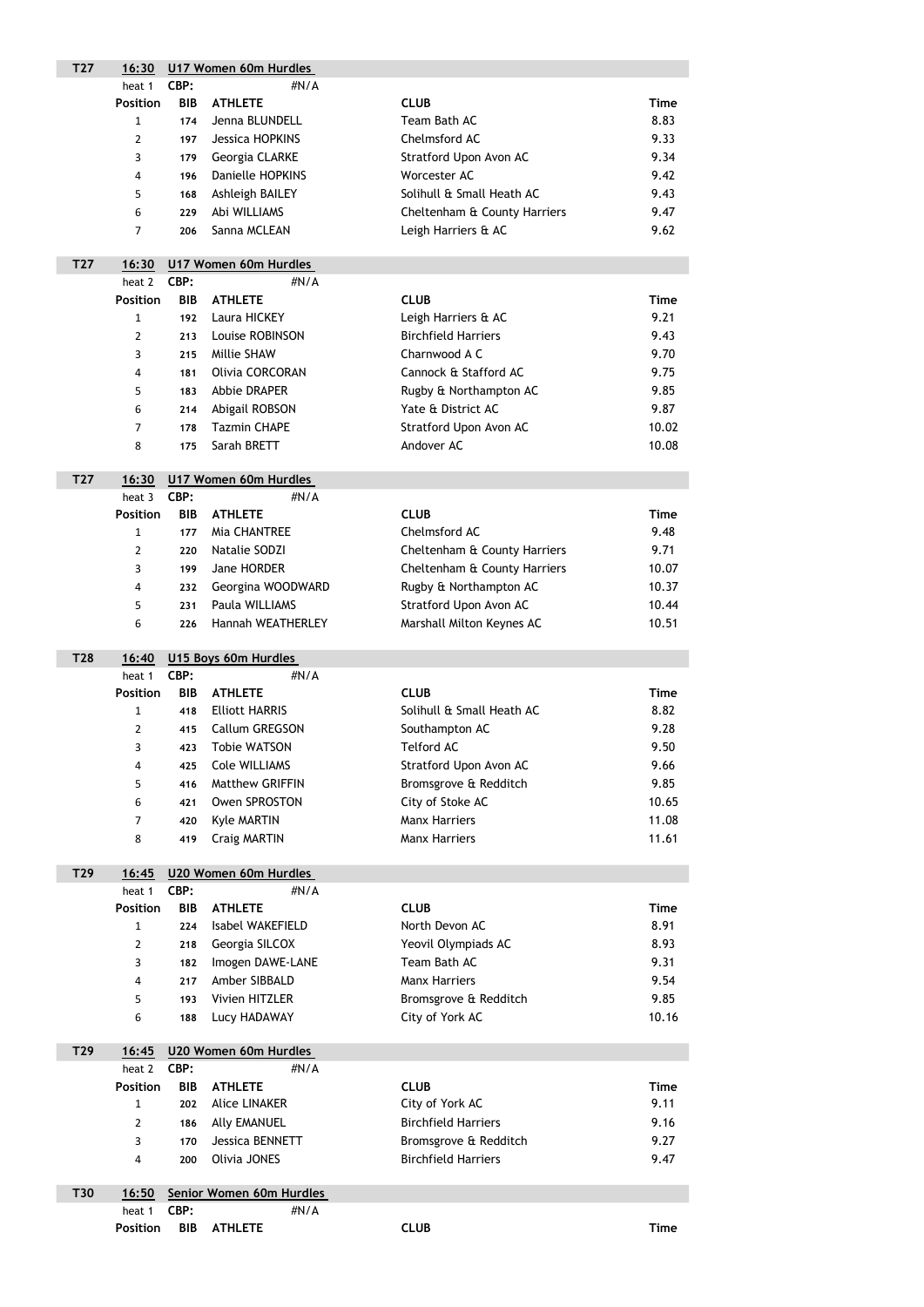**T27** **16:30** **U17 Women 60m Hurdles**

heat 1 **CBP:** #N/A

| Position | BIB | ATHLETE | CLUB | Time |
|---|---|---|---|---|
| 1 | 174 | Jenna BLUNDELL | Team Bath AC | 8.83 |
| 2 | 197 | Jessica HOPKINS | Chelmsford AC | 9.33 |
| 3 | 179 | Georgia CLARKE | Stratford Upon Avon AC | 9.34 |
| 4 | 196 | Danielle HOPKINS | Worcester AC | 9.42 |
| 5 | 168 | Ashleigh BAILEY | Solihull & Small Heath AC | 9.43 |
| 6 | 229 | Abi WILLIAMS | Cheltenham & County Harriers | 9.47 |
| 7 | 206 | Sanna MCLEAN | Leigh Harriers & AC | 9.62 |

**T27** **16:30** **U17 Women 60m Hurdles**

heat 2 **CBP:** #N/A

| Position | BIB | ATHLETE | CLUB | Time |
|---|---|---|---|---|
| 1 | 192 | Laura HICKEY | Leigh Harriers & AC | 9.21 |
| 2 | 213 | Louise ROBINSON | Birchfield Harriers | 9.43 |
| 3 | 215 | Millie SHAW | Charnwood A C | 9.70 |
| 4 | 181 | Olivia CORCORAN | Cannock & Stafford AC | 9.75 |
| 5 | 183 | Abbie DRAPER | Rugby & Northampton AC | 9.85 |
| 6 | 214 | Abigail ROBSON | Yate & District AC | 9.87 |
| 7 | 178 | Tazmin CHAPE | Stratford Upon Avon AC | 10.02 |
| 8 | 175 | Sarah BRETT | Andover AC | 10.08 |

**T27** **16:30** **U17 Women 60m Hurdles**

heat 3 **CBP:** #N/A

| Position | BIB | ATHLETE | CLUB | Time |
|---|---|---|---|---|
| 1 | 177 | Mia CHANTREE | Chelmsford AC | 9.48 |
| 2 | 220 | Natalie SODZI | Cheltenham & County Harriers | 9.71 |
| 3 | 199 | Jane HORDER | Cheltenham & County Harriers | 10.07 |
| 4 | 232 | Georgina WOODWARD | Rugby & Northampton AC | 10.37 |
| 5 | 231 | Paula WILLIAMS | Stratford Upon Avon AC | 10.44 |
| 6 | 226 | Hannah WEATHERLEY | Marshall Milton Keynes AC | 10.51 |

**T28** **16:40** **U15 Boys 60m Hurdles**

heat 1 **CBP:** #N/A

| Position | BIB | ATHLETE | CLUB | Time |
|---|---|---|---|---|
| 1 | 418 | Elliott HARRIS | Solihull & Small Heath AC | 8.82 |
| 2 | 415 | Callum GREGSON | Southampton AC | 9.28 |
| 3 | 423 | Tobie WATSON | Telford AC | 9.50 |
| 4 | 425 | Cole WILLIAMS | Stratford Upon Avon AC | 9.66 |
| 5 | 416 | Matthew GRIFFIN | Bromsgrove & Redditch | 9.85 |
| 6 | 421 | Owen SPROSTON | City of Stoke AC | 10.65 |
| 7 | 420 | Kyle MARTIN | Manx Harriers | 11.08 |
| 8 | 419 | Craig MARTIN | Manx Harriers | 11.61 |

**T29** **16:45** **U20 Women 60m Hurdles**

heat 1 **CBP:** #N/A

| Position | BIB | ATHLETE | CLUB | Time |
|---|---|---|---|---|
| 1 | 224 | Isabel WAKEFIELD | North Devon AC | 8.91 |
| 2 | 218 | Georgia SILCOX | Yeovil Olympiads AC | 8.93 |
| 3 | 182 | Imogen DAWE-LANE | Team Bath AC | 9.31 |
| 4 | 217 | Amber SIBBALD | Manx Harriers | 9.54 |
| 5 | 193 | Vivien HITZLER | Bromsgrove & Redditch | 9.85 |
| 6 | 188 | Lucy HADAWAY | City of York AC | 10.16 |

**T29** **16:45** **U20 Women 60m Hurdles**

heat 2 **CBP:** #N/A

| Position | BIB | ATHLETE | CLUB | Time |
|---|---|---|---|---|
| 1 | 202 | Alice LINAKER | City of York AC | 9.11 |
| 2 | 186 | Ally EMANUEL | Birchfield Harriers | 9.16 |
| 3 | 170 | Jessica BENNETT | Bromsgrove & Redditch | 9.27 |
| 4 | 200 | Olivia JONES | Birchfield Harriers | 9.47 |

**T30** **16:50** **Senior Women 60m Hurdles**

heat 1 **CBP:** #N/A

| Position | BIB | ATHLETE | CLUB | Time |
|---|---|---|---|---|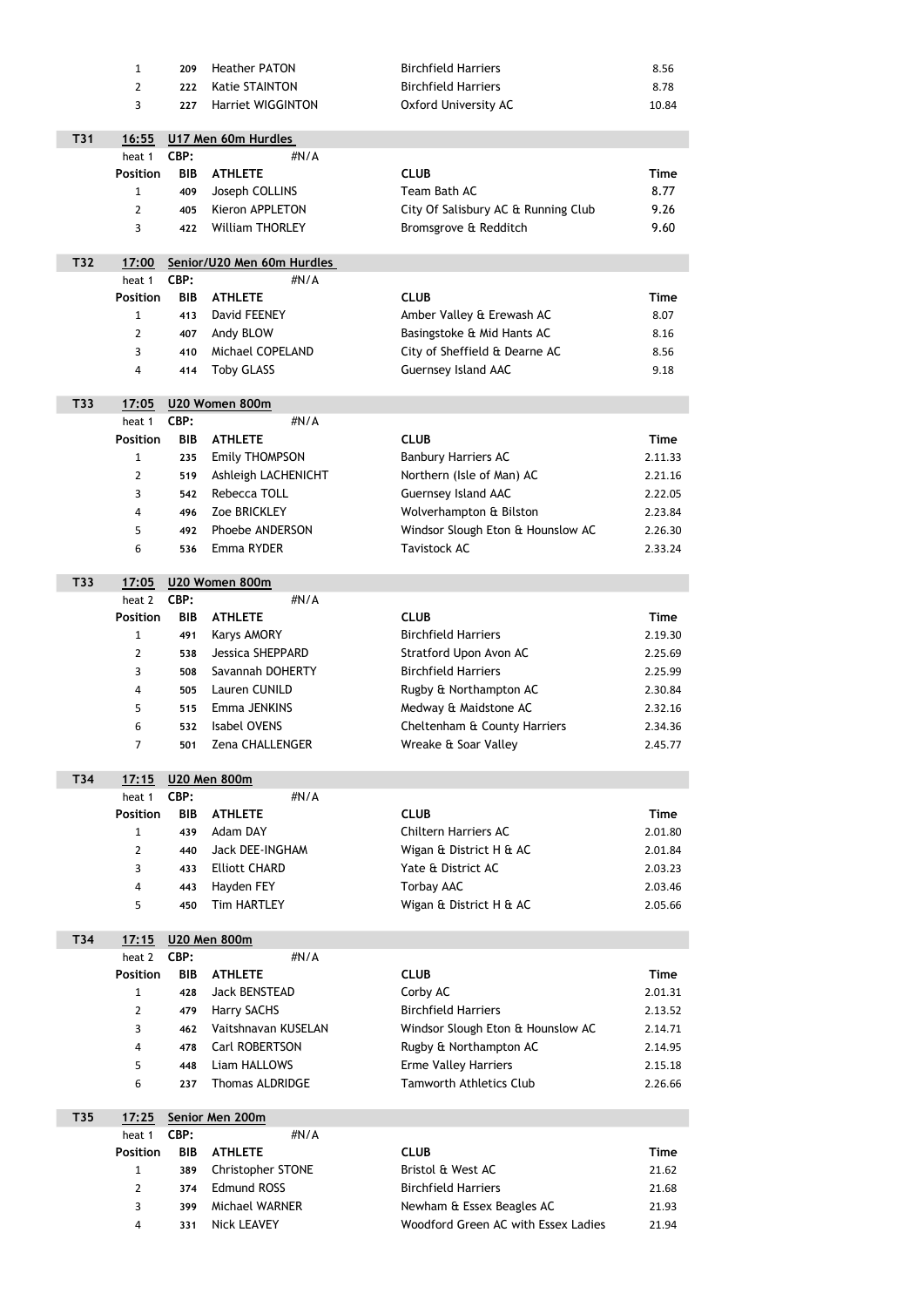| Position | BIB | ATHLETE | CLUB | Time |
|---|---|---|---|---|
| 1 | 209 | Heather PATON | Birchfield Harriers | 8.56 |
| 2 | 222 | Katie STAINTON | Birchfield Harriers | 8.78 |
| 3 | 227 | Harriet WIGGINTON | Oxford University AC | 10.84 |

## T31 16:55 U17 Men 60m Hurdles

heat 1 CBP: #N/A

| Position | BIB | ATHLETE | CLUB | Time |
|---|---|---|---|---|
| 1 | 409 | Joseph COLLINS | Team Bath AC | 8.77 |
| 2 | 405 | Kieron APPLETON | City Of Salisbury AC & Running Club | 9.26 |
| 3 | 422 | William THORLEY | Bromsgrove & Redditch | 9.60 |

## T32 17:00 Senior/U20 Men 60m Hurdles

heat 1 CBP: #N/A

| Position | BIB | ATHLETE | CLUB | Time |
|---|---|---|---|---|
| 1 | 413 | David FEENEY | Amber Valley & Erewash AC | 8.07 |
| 2 | 407 | Andy BLOW | Basingstoke & Mid Hants AC | 8.16 |
| 3 | 410 | Michael COPELAND | City of Sheffield & Dearne AC | 8.56 |
| 4 | 414 | Toby GLASS | Guernsey Island AAC | 9.18 |

## T33 17:05 U20 Women 800m

heat 1 CBP: #N/A

| Position | BIB | ATHLETE | CLUB | Time |
|---|---|---|---|---|
| 1 | 235 | Emily THOMPSON | Banbury Harriers AC | 2.11.33 |
| 2 | 519 | Ashleigh LACHENICHT | Northern (Isle of Man) AC | 2.21.16 |
| 3 | 542 | Rebecca TOLL | Guernsey Island AAC | 2.22.05 |
| 4 | 496 | Zoe BRICKLEY | Wolverhampton & Bilston | 2.23.84 |
| 5 | 492 | Phoebe ANDERSON | Windsor Slough Eton & Hounslow AC | 2.26.30 |
| 6 | 536 | Emma RYDER | Tavistock AC | 2.33.24 |

## T33 17:05 U20 Women 800m

heat 2 CBP: #N/A

| Position | BIB | ATHLETE | CLUB | Time |
|---|---|---|---|---|
| 1 | 491 | Karys AMORY | Birchfield Harriers | 2.19.30 |
| 2 | 538 | Jessica SHEPPARD | Stratford Upon Avon AC | 2.25.69 |
| 3 | 508 | Savannah DOHERTY | Birchfield Harriers | 2.25.99 |
| 4 | 505 | Lauren CUNILD | Rugby & Northampton AC | 2.30.84 |
| 5 | 515 | Emma JENKINS | Medway & Maidstone AC | 2.32.16 |
| 6 | 532 | Isabel OVENS | Cheltenham & County Harriers | 2.34.36 |
| 7 | 501 | Zena CHALLENGER | Wreake & Soar Valley | 2.45.77 |

## T34 17:15 U20 Men 800m

heat 1 CBP: #N/A

| Position | BIB | ATHLETE | CLUB | Time |
|---|---|---|---|---|
| 1 | 439 | Adam DAY | Chiltern Harriers AC | 2.01.80 |
| 2 | 440 | Jack DEE-INGHAM | Wigan & District H & AC | 2.01.84 |
| 3 | 433 | Elliott CHARD | Yate & District AC | 2.03.23 |
| 4 | 443 | Hayden FEY | Torbay AAC | 2.03.46 |
| 5 | 450 | Tim HARTLEY | Wigan & District H & AC | 2.05.66 |

## T34 17:15 U20 Men 800m

heat 2 CBP: #N/A

| Position | BIB | ATHLETE | CLUB | Time |
|---|---|---|---|---|
| 1 | 428 | Jack BENSTEAD | Corby AC | 2.01.31 |
| 2 | 479 | Harry SACHS | Birchfield Harriers | 2.13.52 |
| 3 | 462 | Vaitshnavan KUSELAN | Windsor Slough Eton & Hounslow AC | 2.14.71 |
| 4 | 478 | Carl ROBERTSON | Rugby & Northampton AC | 2.14.95 |
| 5 | 448 | Liam HALLOWS | Erme Valley Harriers | 2.15.18 |
| 6 | 237 | Thomas ALDRIDGE | Tamworth Athletics Club | 2.26.66 |

## T35 17:25 Senior Men 200m

heat 1 CBP: #N/A

| Position | BIB | ATHLETE | CLUB | Time |
|---|---|---|---|---|
| 1 | 389 | Christopher STONE | Bristol & West AC | 21.62 |
| 2 | 374 | Edmund ROSS | Birchfield Harriers | 21.68 |
| 3 | 399 | Michael WARNER | Newham & Essex Beagles AC | 21.93 |
| 4 | 331 | Nick LEAVEY | Woodford Green AC with Essex Ladies | 21.94 |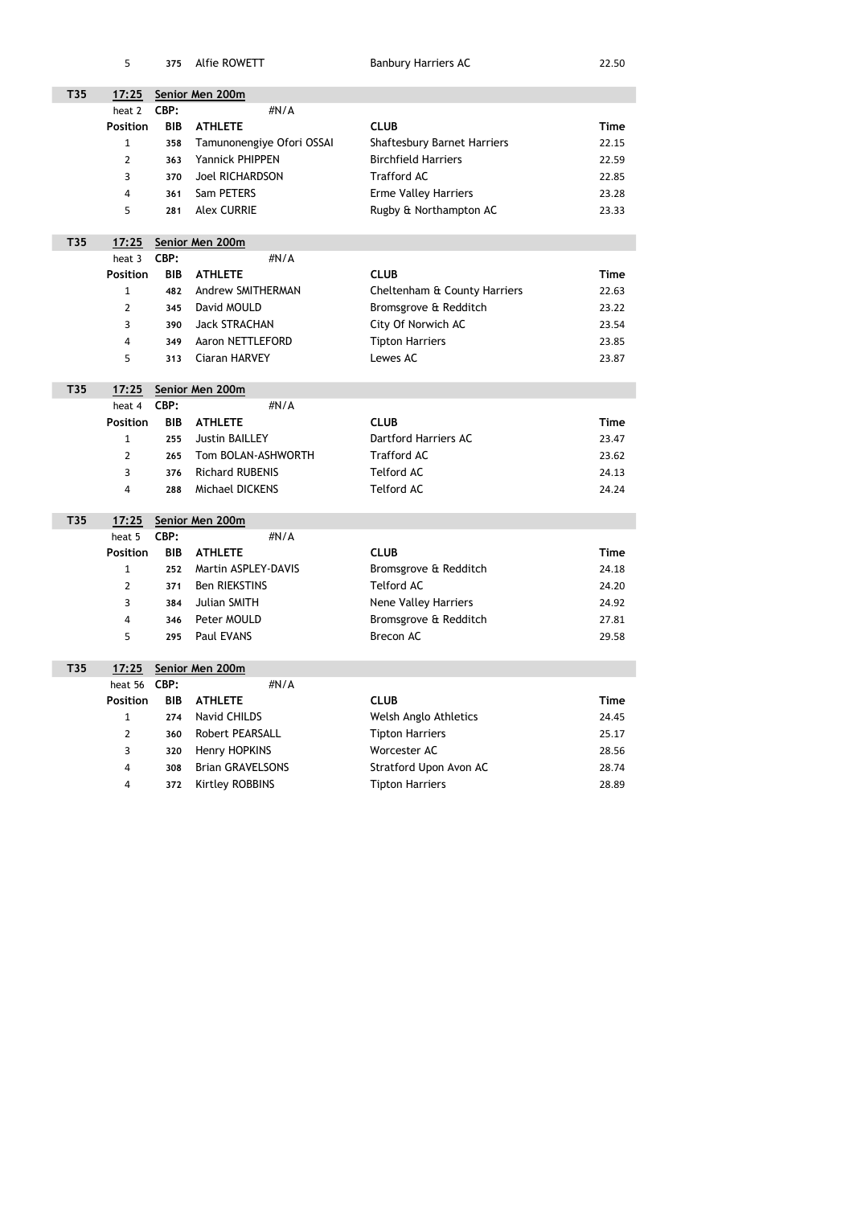| | | | | | |
|---|---|---|---|---|---|
| | 5 | 375 | Alfie ROWETT | Banbury Harriers AC | 22.50 |

| T35 | 17:25 | Senior Men 200m | | | |
|---|---|---|---|---|---|
| | heat 2 | CBP: | #N/A | | |
| | **Position** | **BIB** | **ATHLETE** | **CLUB** | **Time** |
| | 1 | 358 | Tamunonengiye Ofori OSSAI | Shaftesbury Barnet Harriers | 22.15 |
| | 2 | 363 | Yannick PHIPPEN | Birchfield Harriers | 22.59 |
| | 3 | 370 | Joel RICHARDSON | Trafford AC | 22.85 |
| | 4 | 361 | Sam PETERS | Erme Valley Harriers | 23.28 |
| | 5 | 281 | Alex CURRIE | Rugby & Northampton AC | 23.33 |

| T35 | 17:25 | Senior Men 200m | | | |
|---|---|---|---|---|---|
| | heat 3 | CBP: | #N/A | | |
| | **Position** | **BIB** | **ATHLETE** | **CLUB** | **Time** |
| | 1 | 482 | Andrew SMITHERMAN | Cheltenham & County Harriers | 22.63 |
| | 2 | 345 | David MOULD | Bromsgrove & Redditch | 23.22 |
| | 3 | 390 | Jack STRACHAN | City Of Norwich AC | 23.54 |
| | 4 | 349 | Aaron NETTLEFORD | Tipton Harriers | 23.85 |
| | 5 | 313 | Ciaran HARVEY | Lewes AC | 23.87 |

| T35 | 17:25 | Senior Men 200m | | | |
|---|---|---|---|---|---|
| | heat 4 | CBP: | #N/A | | |
| | **Position** | **BIB** | **ATHLETE** | **CLUB** | **Time** |
| | 1 | 255 | Justin BAILLEY | Dartford Harriers AC | 23.47 |
| | 2 | 265 | Tom BOLAN-ASHWORTH | Trafford AC | 23.62 |
| | 3 | 376 | Richard RUBENIS | Telford AC | 24.13 |
| | 4 | 288 | Michael DICKENS | Telford AC | 24.24 |

| T35 | 17:25 | Senior Men 200m | | | |
|---|---|---|---|---|---|
| | heat 5 | CBP: | #N/A | | |
| | **Position** | **BIB** | **ATHLETE** | **CLUB** | **Time** |
| | 1 | 252 | Martin ASPLEY-DAVIS | Bromsgrove & Redditch | 24.18 |
| | 2 | 371 | Ben RIEKSTINS | Telford AC | 24.20 |
| | 3 | 384 | Julian SMITH | Nene Valley Harriers | 24.92 |
| | 4 | 346 | Peter MOULD | Bromsgrove & Redditch | 27.81 |
| | 5 | 295 | Paul EVANS | Brecon AC | 29.58 |

| T35 | 17:25 | Senior Men 200m | | | |
|---|---|---|---|---|---|
| | heat 56 | CBP: | #N/A | | |
| | **Position** | **BIB** | **ATHLETE** | **CLUB** | **Time** |
| | 1 | 274 | Navid CHILDS | Welsh Anglo Athletics | 24.45 |
| | 2 | 360 | Robert PEARSALL | Tipton Harriers | 25.17 |
| | 3 | 320 | Henry HOPKINS | Worcester AC | 28.56 |
| | 4 | 308 | Brian GRAVELSONS | Stratford Upon Avon AC | 28.74 |
| | 4 | 372 | Kirtley ROBBINS | Tipton Harriers | 28.89 |